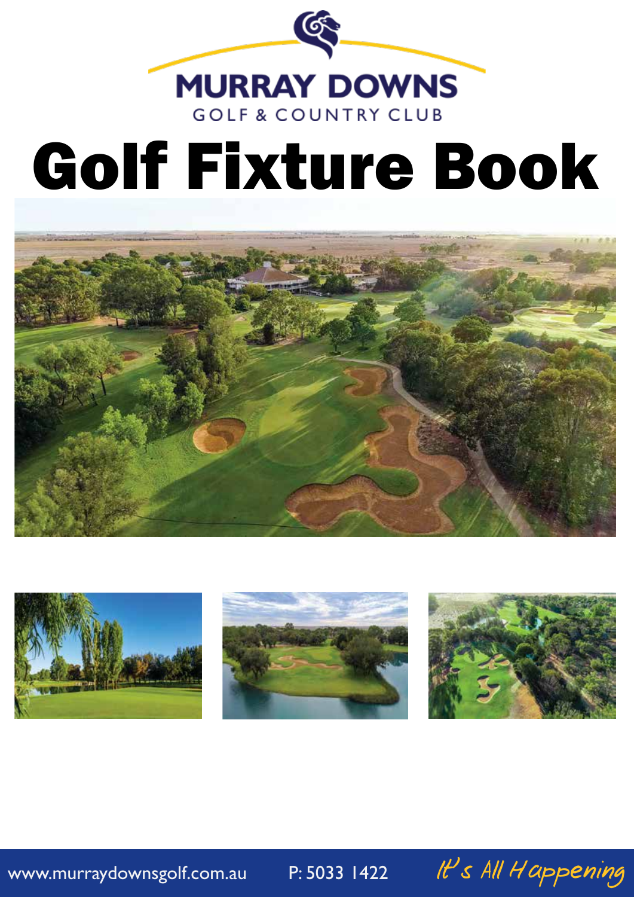MURRAY DOWNS

GOLF & COUNTRY CLUB

# Golf Fixture Book

www.murraydownsgolf.com.au P: 5033 1422 *It's All Happening*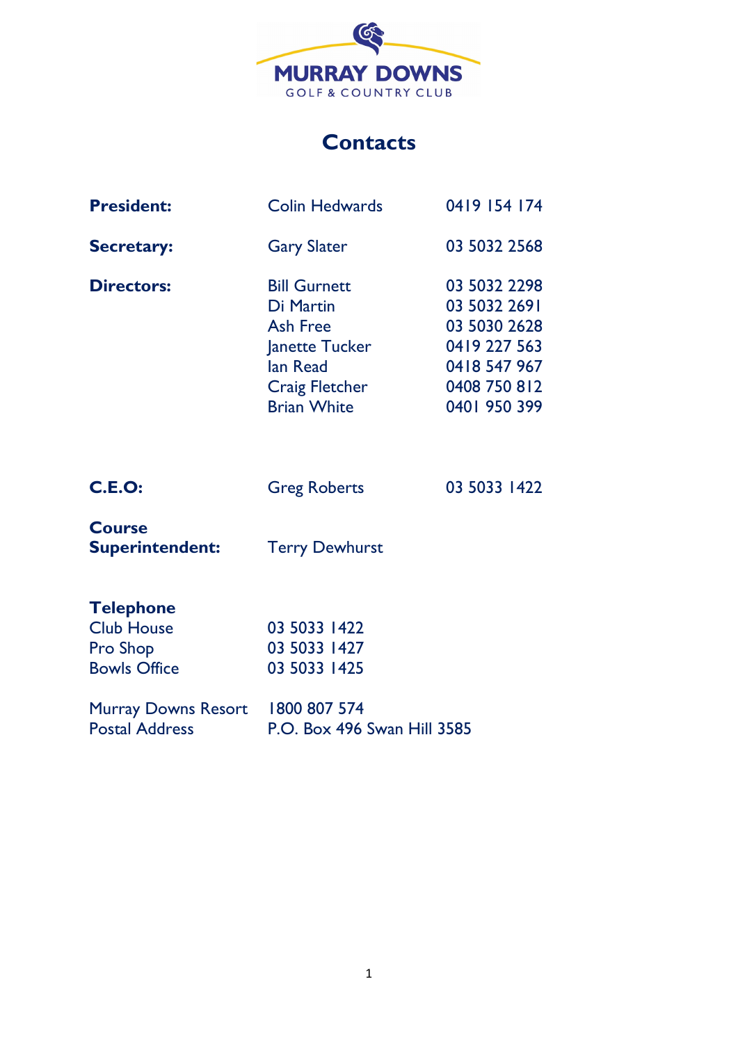MURRAY DOWNS
GOLF & COUNTRY CLUB

# Contacts

| | | |
|---|---|---|
| **President:** | Colin Hedwards | 0419 154 174 |
| **Secretary:** | Gary Slater | 03 5032 2568 |
| **Directors:** | Bill Gurnett | 03 5032 2298 |
| | Di Martin | 03 5032 2691 |
| | Ash Free | 03 5030 2628 |
| | Janette Tucker | 0419 227 563 |
| | Ian Read | 0418 547 967 |
| | Craig Fletcher | 0408 750 812 |
| | Brian White | 0401 950 399 |
| **C.E.O:** | Greg Roberts | 03 5033 1422 |
| **Course Superintendent:** | Terry Dewhurst | |

**Telephone**

| | |
|---|---|
| Club House | 03 5033 1422 |
| Pro Shop | 03 5033 1427 |
| Bowls Office | 03 5033 1425 |
| Murray Downs Resort | 1800 807 574 |
| Postal Address | P.O. Box 496 Swan Hill 3585 |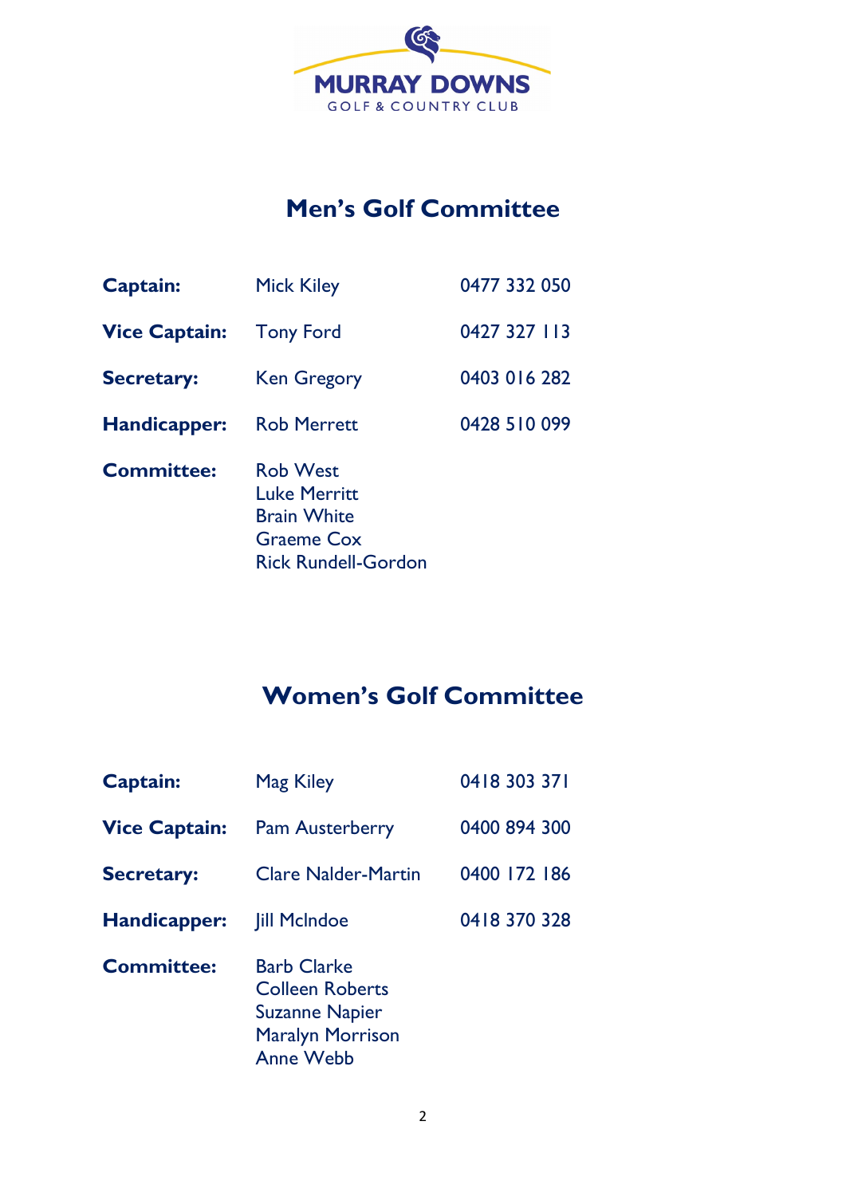MURRAY DOWNS
GOLF & COUNTRY CLUB

# Men's Golf Committee

| | | |
|---|---|---|
| **Captain:** | Mick Kiley | 0477 332 050 |
| **Vice Captain:** | Tony Ford | 0427 327 113 |
| **Secretary:** | Ken Gregory | 0403 016 282 |
| **Handicapper:** | Rob Merrett | 0428 510 099 |
| **Committee:** | Rob West<br>Luke Merritt<br>Brain White<br>Graeme Cox<br>Rick Rundell-Gordon | |

# Women's Golf Committee

| | | |
|---|---|---|
| **Captain:** | Mag Kiley | 0418 303 371 |
| **Vice Captain:** | Pam Austerberry | 0400 894 300 |
| **Secretary:** | Clare Nalder-Martin | 0400 172 186 |
| **Handicapper:** | Jill McIndoe | 0418 370 328 |
| **Committee:** | Barb Clarke<br>Colleen Roberts<br>Suzanne Napier<br>Maralyn Morrison<br>Anne Webb | |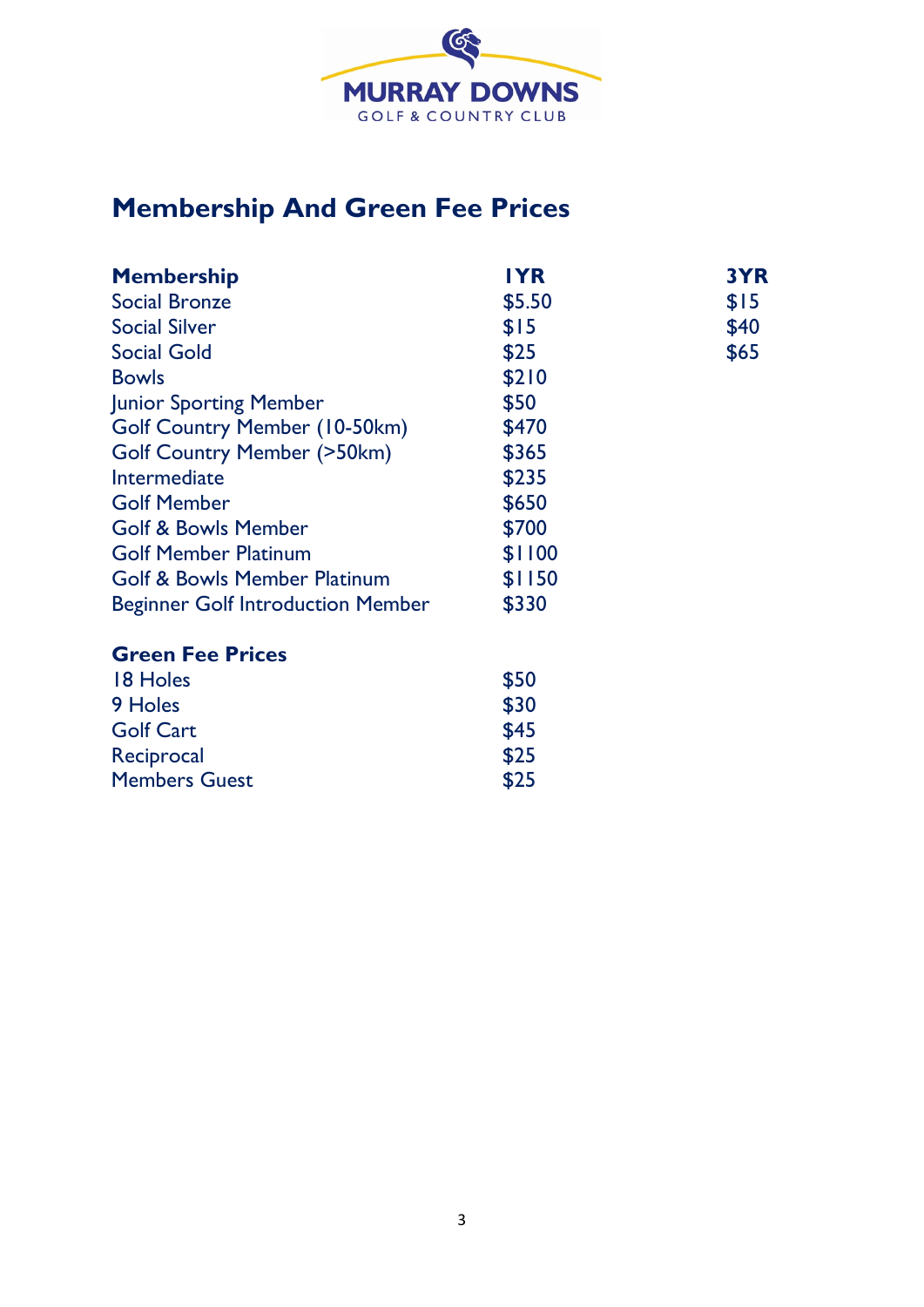MURRAY DOWNS
GOLF & COUNTRY CLUB

## Membership And Green Fee Prices

| Membership | 1YR | 3YR |
|---|---|---|
| Social Bronze | $5.50 | $15 |
| Social Silver | $15 | $40 |
| Social Gold | $25 | $65 |
| Bowls | $210 | |
| Junior Sporting Member | $50 | |
| Golf Country Member (10-50km) | $470 | |
| Golf Country Member (>50km) | $365 | |
| Intermediate | $235 | |
| Golf Member | $650 | |
| Golf & Bowls Member | $700 | |
| Golf Member Platinum | $1100 | |
| Golf & Bowls Member Platinum | $1150 | |
| Beginner Golf Introduction Member | $330 | |

| Green Fee Prices | |
|---|---|
| 18 Holes | $50 |
| 9 Holes | $30 |
| Golf Cart | $45 |
| Reciprocal | $25 |
| Members Guest | $25 |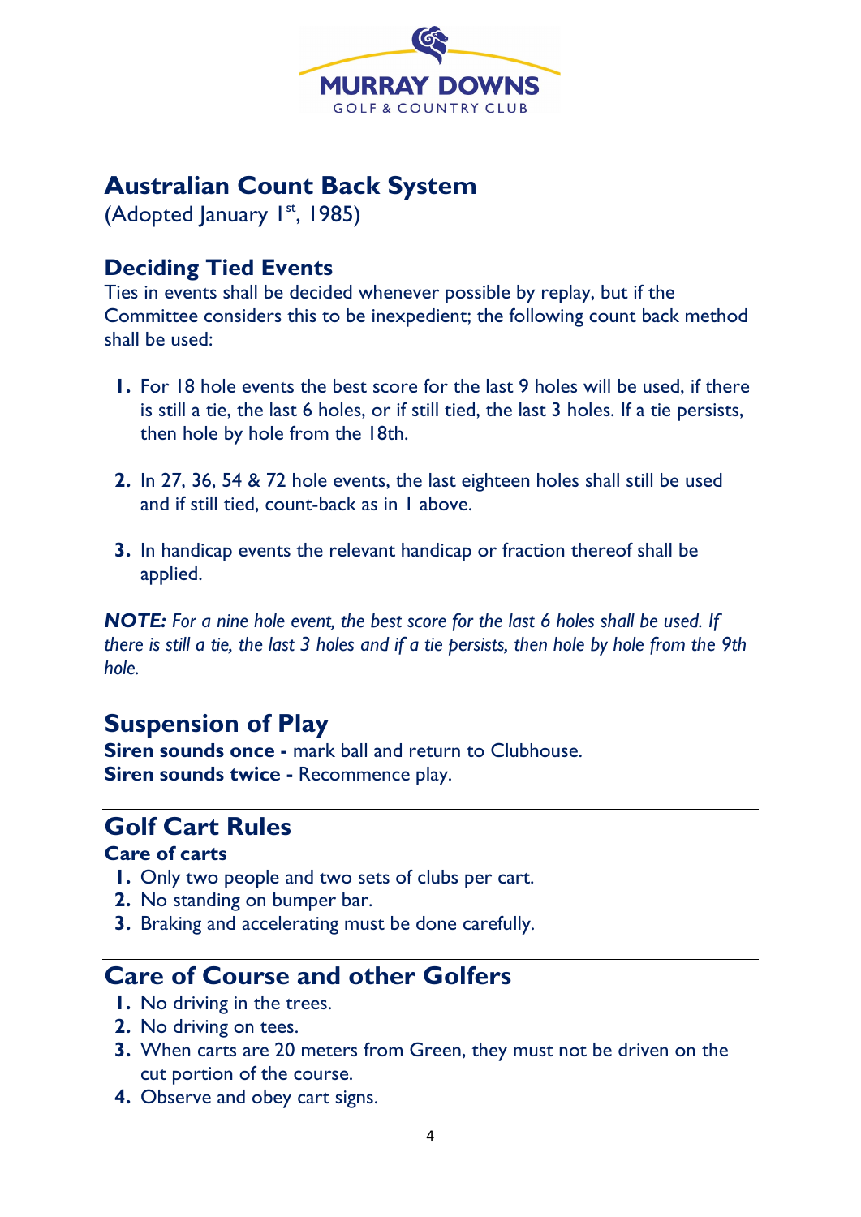MURRAY DOWNS
GOLF & COUNTRY CLUB

## Australian Count Back System

(Adopted January 1st, 1985)

### Deciding Tied Events

Ties in events shall be decided whenever possible by replay, but if the Committee considers this to be inexpedient; the following count back method shall be used:

1. For 18 hole events the best score for the last 9 holes will be used, if there is still a tie, the last 6 holes, or if still tied, the last 3 holes. If a tie persists, then hole by hole from the 18th.

2. In 27, 36, 54 & 72 hole events, the last eighteen holes shall still be used and if still tied, count-back as in 1 above.

3. In handicap events the relevant handicap or fraction thereof shall be applied.

***NOTE:*** *For a nine hole event, the best score for the last 6 holes shall be used. If there is still a tie, the last 3 holes and if a tie persists, then hole by hole from the 9th hole.*

---

## Suspension of Play

**Siren sounds once -** mark ball and return to Clubhouse.
**Siren sounds twice -** Recommence play.

---

## Golf Cart Rules

### Care of carts

1. Only two people and two sets of clubs per cart.
2. No standing on bumper bar.
3. Braking and accelerating must be done carefully.

---

## Care of Course and other Golfers

1. No driving in the trees.
2. No driving on tees.
3. When carts are 20 meters from Green, they must not be driven on the cut portion of the course.
4. Observe and obey cart signs.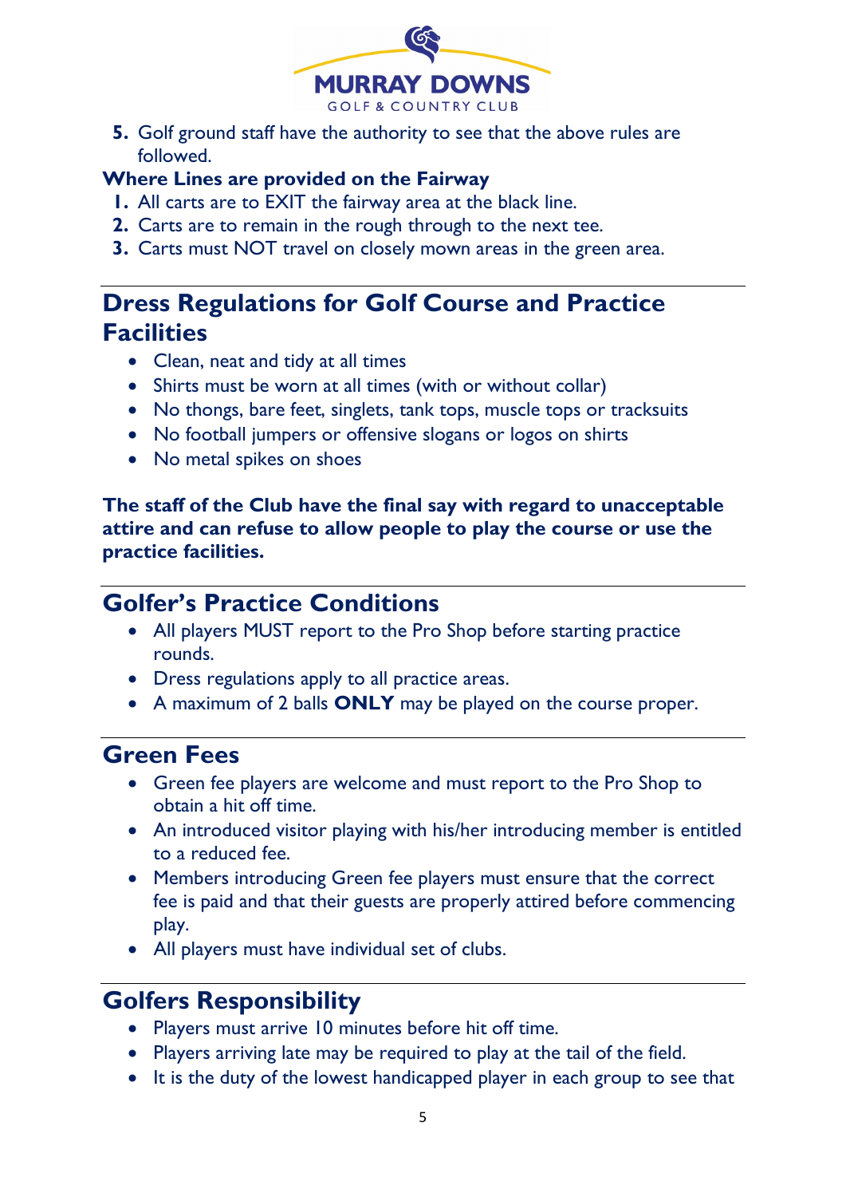5. Golf ground staff have the authority to see that the above rules are followed.

**Where Lines are provided on the Fairway**

1. All carts are to EXIT the fairway area at the black line.
2. Carts are to remain in the rough through to the next tee.
3. Carts must NOT travel on closely mown areas in the green area.

## Dress Regulations for Golf Course and Practice Facilities

- Clean, neat and tidy at all times
- Shirts must be worn at all times (with or without collar)
- No thongs, bare feet, singlets, tank tops, muscle tops or tracksuits
- No football jumpers or offensive slogans or logos on shirts
- No metal spikes on shoes

**The staff of the Club have the final say with regard to unacceptable attire and can refuse to allow people to play the course or use the practice facilities.**

## Golfer's Practice Conditions

- All players MUST report to the Pro Shop before starting practice rounds.
- Dress regulations apply to all practice areas.
- A maximum of 2 balls **ONLY** may be played on the course proper.

## Green Fees

- Green fee players are welcome and must report to the Pro Shop to obtain a hit off time.
- An introduced visitor playing with his/her introducing member is entitled to a reduced fee.
- Members introducing Green fee players must ensure that the correct fee is paid and that their guests are properly attired before commencing play.
- All players must have individual set of clubs.

## Golfers Responsibility

- Players must arrive 10 minutes before hit off time.
- Players arriving late may be required to play at the tail of the field.
- It is the duty of the lowest handicapped player in each group to see that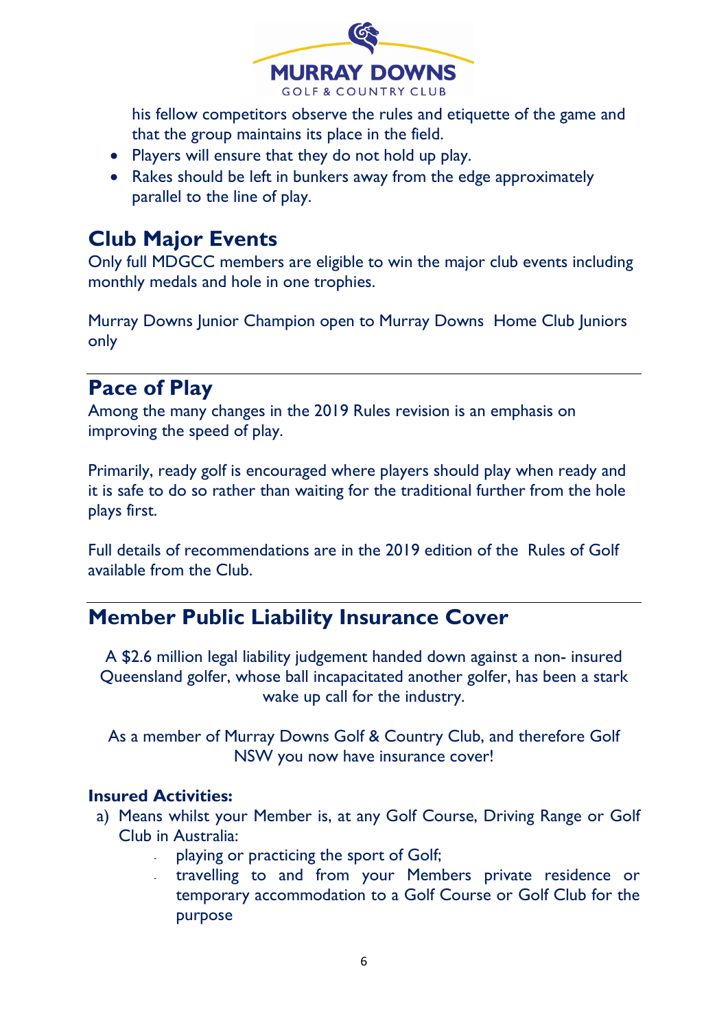his fellow competitors observe the rules and etiquette of the game and that the group maintains its place in the field.

- Players will ensure that they do not hold up play.
- Rakes should be left in bunkers away from the edge approximately parallel to the line of play.

## Club Major Events

Only full MDGCC members are eligible to win the major club events including monthly medals and hole in one trophies.

Murray Downs Junior Champion open to Murray Downs Home Club Juniors only

---

## Pace of Play

Among the many changes in the 2019 Rules revision is an emphasis on improving the speed of play.

Primarily, ready golf is encouraged where players should play when ready and it is safe to do so rather than waiting for the traditional further from the hole plays first.

Full details of recommendations are in the 2019 edition of the Rules of Golf available from the Club.

---

## Member Public Liability Insurance Cover

A $2.6 million legal liability judgement handed down against a non- insured Queensland golfer, whose ball incapacitated another golfer, has been a stark wake up call for the industry.

As a member of Murray Downs Golf & Country Club, and therefore Golf NSW you now have insurance cover!

**Insured Activities:**

a) Means whilst your Member is, at any Golf Course, Driving Range or Golf Club in Australia:
   - playing or practicing the sport of Golf;
   - travelling to and from your Members private residence or temporary accommodation to a Golf Course or Golf Club for the purpose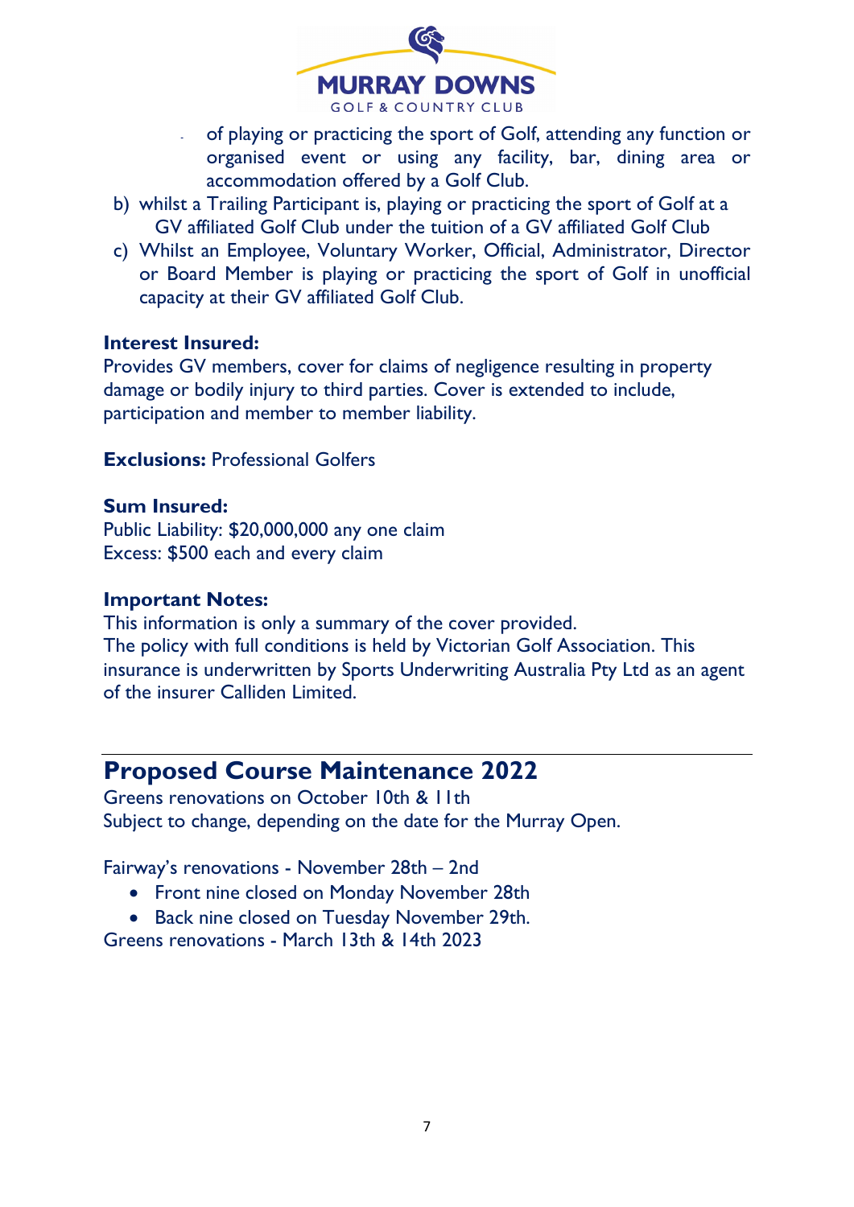- of playing or practicing the sport of Golf, attending any function or organised event or using any facility, bar, dining area or accommodation offered by a Golf Club.

b) whilst a Trailing Participant is, playing or practicing the sport of Golf at a GV affiliated Golf Club under the tuition of a GV affiliated Golf Club

c) Whilst an Employee, Voluntary Worker, Official, Administrator, Director or Board Member is playing or practicing the sport of Golf in unofficial capacity at their GV affiliated Golf Club.

**Interest Insured:**
Provides GV members, cover for claims of negligence resulting in property damage or bodily injury to third parties. Cover is extended to include, participation and member to member liability.

**Exclusions:** Professional Golfers

**Sum Insured:**
Public Liability: $20,000,000 any one claim
Excess: $500 each and every claim

**Important Notes:**
This information is only a summary of the cover provided.
The policy with full conditions is held by Victorian Golf Association. This insurance is underwritten by Sports Underwriting Australia Pty Ltd as an agent of the insurer Calliden Limited.

## Proposed Course Maintenance 2022

Greens renovations on October 10th & 11th
Subject to change, depending on the date for the Murray Open.

Fairway's renovations - November 28th – 2nd

- Front nine closed on Monday November 28th
- Back nine closed on Tuesday November 29th.

Greens renovations - March 13th & 14th 2023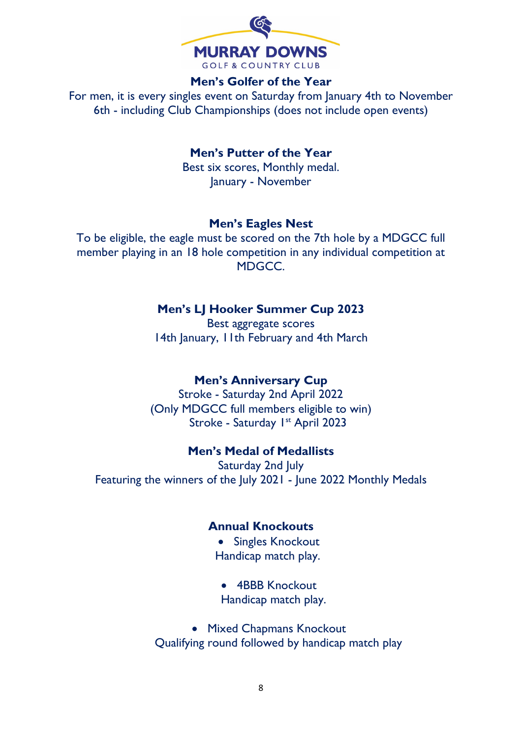MURRAY DOWNS
GOLF & COUNTRY CLUB

## Men's Golfer of the Year

For men, it is every singles event on Saturday from January 4th to November 6th - including Club Championships (does not include open events)

## Men's Putter of the Year

Best six scores, Monthly medal.
January - November

## Men's Eagles Nest

To be eligible, the eagle must be scored on the 7th hole by a MDGCC full member playing in an 18 hole competition in any individual competition at MDGCC.

## Men's LJ Hooker Summer Cup 2023

Best aggregate scores
14th January, 11th February and 4th March

## Men's Anniversary Cup

Stroke - Saturday 2nd April 2022
(Only MDGCC full members eligible to win)
Stroke - Saturday 1st April 2023

## Men's Medal of Medallists

Saturday 2nd July
Featuring the winners of the July 2021 - June 2022 Monthly Medals

## Annual Knockouts

- Singles Knockout
  Handicap match play.

- 4BBB Knockout
  Handicap match play.

- Mixed Chapmans Knockout
  Qualifying round followed by handicap match play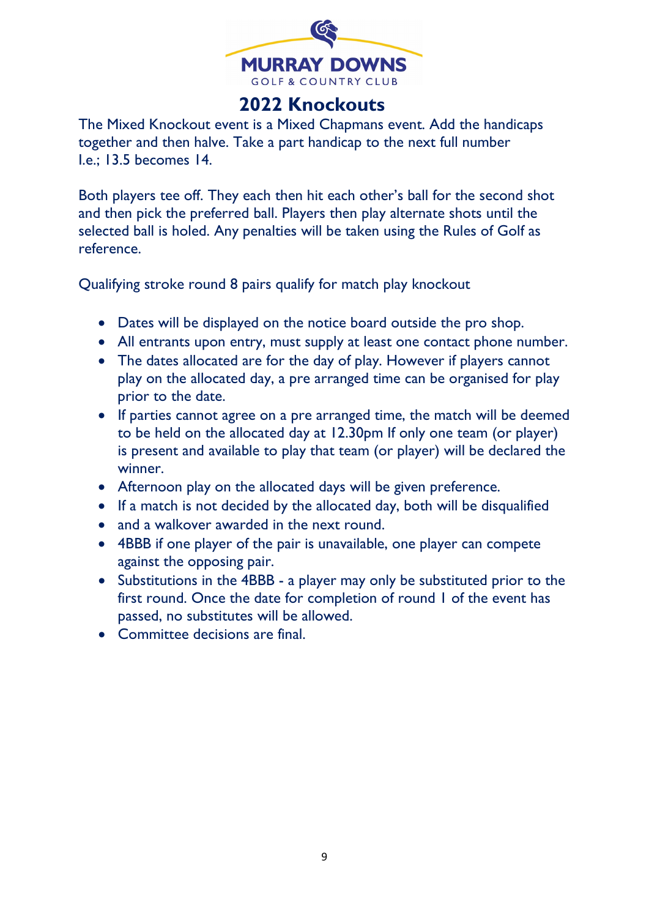# 2022 Knockouts

The Mixed Knockout event is a Mixed Chapmans event. Add the handicaps together and then halve. Take a part handicap to the next full number I.e.; 13.5 becomes 14.

Both players tee off. They each then hit each other's ball for the second shot and then pick the preferred ball. Players then play alternate shots until the selected ball is holed. Any penalties will be taken using the Rules of Golf as reference.

Qualifying stroke round 8 pairs qualify for match play knockout

- Dates will be displayed on the notice board outside the pro shop.
- All entrants upon entry, must supply at least one contact phone number.
- The dates allocated are for the day of play. However if players cannot play on the allocated day, a pre arranged time can be organised for play prior to the date.
- If parties cannot agree on a pre arranged time, the match will be deemed to be held on the allocated day at 12.30pm If only one team (or player) is present and available to play that team (or player) will be declared the winner.
- Afternoon play on the allocated days will be given preference.
- If a match is not decided by the allocated day, both will be disqualified
- and a walkover awarded in the next round.
- 4BBB if one player of the pair is unavailable, one player can compete against the opposing pair.
- Substitutions in the 4BBB - a player may only be substituted prior to the first round. Once the date for completion of round 1 of the event has passed, no substitutes will be allowed.
- Committee decisions are final.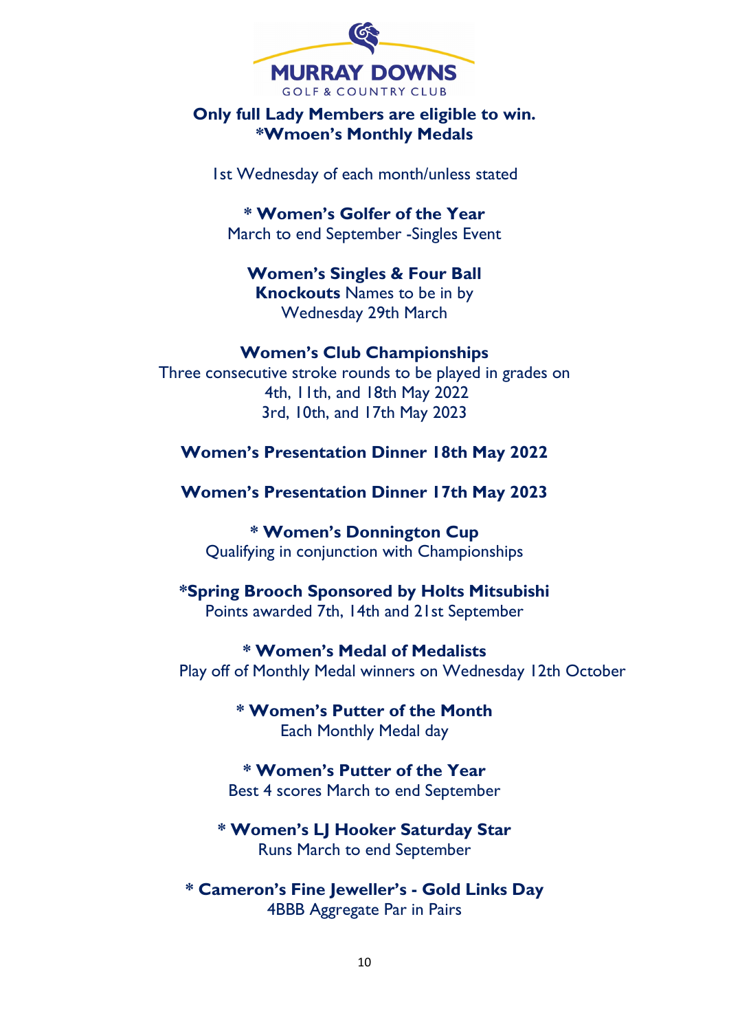**Only full Lady Members are eligible to win.**
**\*Wmoen's Monthly Medals**

1st Wednesday of each month/unless stated

**\* Women's Golfer of the Year**
March to end September -Singles Event

**Women's Singles & Four Ball Knockouts** Names to be in by Wednesday 29th March

**Women's Club Championships**
Three consecutive stroke rounds to be played in grades on
4th, 11th, and 18th May 2022
3rd, 10th, and 17th May 2023

**Women's Presentation Dinner 18th May 2022**

**Women's Presentation Dinner 17th May 2023**

**\* Women's Donnington Cup**
Qualifying in conjunction with Championships

**\*Spring Brooch Sponsored by Holts Mitsubishi**
Points awarded 7th, 14th and 21st September

**\* Women's Medal of Medalists**
Play off of Monthly Medal winners on Wednesday 12th October

**\* Women's Putter of the Month**
Each Monthly Medal day

**\* Women's Putter of the Year**
Best 4 scores March to end September

**\* Women's LJ Hooker Saturday Star**
Runs March to end September

**\* Cameron's Fine Jeweller's - Gold Links Day**
4BBB Aggregate Par in Pairs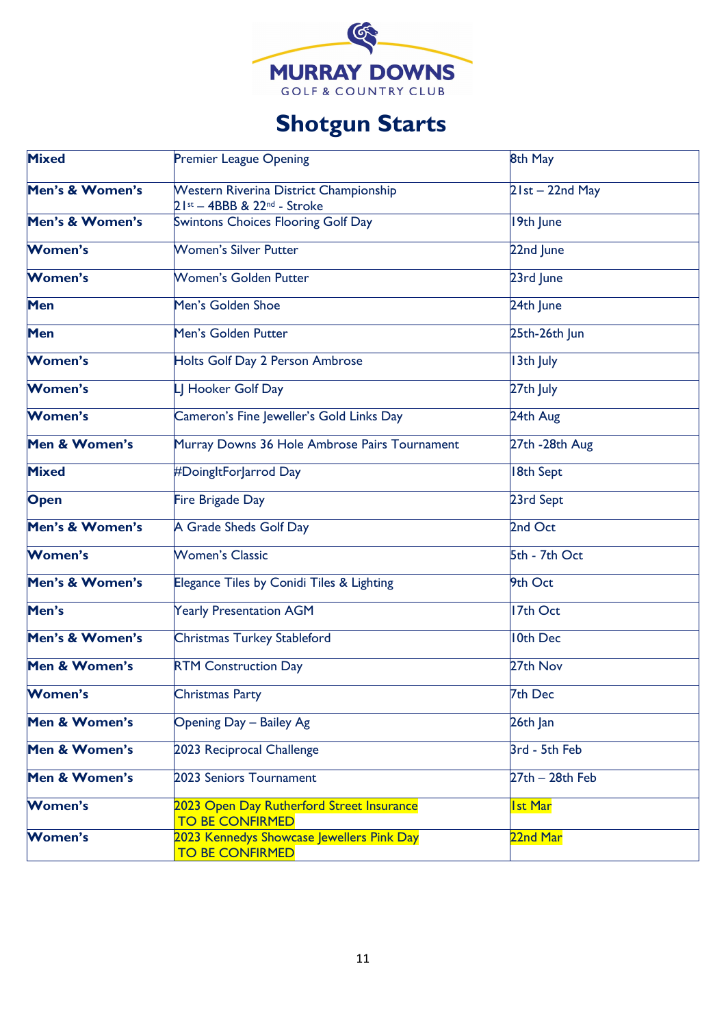MURRAY DOWNS
GOLF & COUNTRY CLUB

# Shotgun Starts

| | | |
|---|---|---|
| **Mixed** | Premier League Opening | 8th May |
| **Men's & Women's** | Western Riverina District Championship 21st – 4BBB & 22nd - Stroke | 21st – 22nd May |
| **Men's & Women's** | Swintons Choices Flooring Golf Day | 19th June |
| **Women's** | Women's Silver Putter | 22nd June |
| **Women's** | Women's Golden Putter | 23rd June |
| **Men** | Men's Golden Shoe | 24th June |
| **Men** | Men's Golden Putter | 25th-26th Jun |
| **Women's** | Holts Golf Day 2 Person Ambrose | 13th July |
| **Women's** | LJ Hooker Golf Day | 27th July |
| **Women's** | Cameron's Fine Jeweller's Gold Links Day | 24th Aug |
| **Men & Women's** | Murray Downs 36 Hole Ambrose Pairs Tournament | 27th -28th Aug |
| **Mixed** | #DoingItForJarrod Day | 18th Sept |
| **Open** | Fire Brigade Day | 23rd Sept |
| **Men's & Women's** | A Grade Sheds Golf Day | 2nd Oct |
| **Women's** | Women's Classic | 5th - 7th Oct |
| **Men's & Women's** | Elegance Tiles by Conidi Tiles & Lighting | 9th Oct |
| **Men's** | Yearly Presentation AGM | 17th Oct |
| **Men's & Women's** | Christmas Turkey Stableford | 10th Dec |
| **Men & Women's** | RTM Construction Day | 27th Nov |
| **Women's** | Christmas Party | 7th Dec |
| **Men & Women's** | Opening Day – Bailey Ag | 26th Jan |
| **Men & Women's** | 2023 Reciprocal Challenge | 3rd - 5th Feb |
| **Men & Women's** | 2023 Seniors Tournament | 27th – 28th Feb |
| **Women's** | 2023 Open Day Rutherford Street Insurance TO BE CONFIRMED | 1st Mar |
| **Women's** | 2023 Kennedys Showcase Jewellers Pink Day TO BE CONFIRMED | 22nd Mar |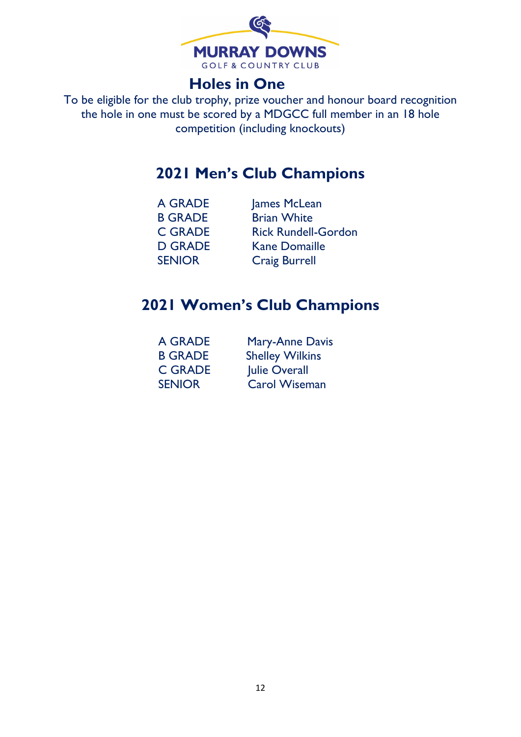MURRAY DOWNS
GOLF & COUNTRY CLUB

## Holes in One

To be eligible for the club trophy, prize voucher and honour board recognition the hole in one must be scored by a MDGCC full member in an 18 hole competition (including knockouts)

## 2021 Men's Club Champions

| | |
|---|---|
| A GRADE | James McLean |
| B GRADE | Brian White |
| C GRADE | Rick Rundell-Gordon |
| D GRADE | Kane Domaille |
| SENIOR | Craig Burrell |

## 2021 Women's Club Champions

| | |
|---|---|
| A GRADE | Mary-Anne Davis |
| B GRADE | Shelley Wilkins |
| C GRADE | Julie Overall |
| SENIOR | Carol Wiseman |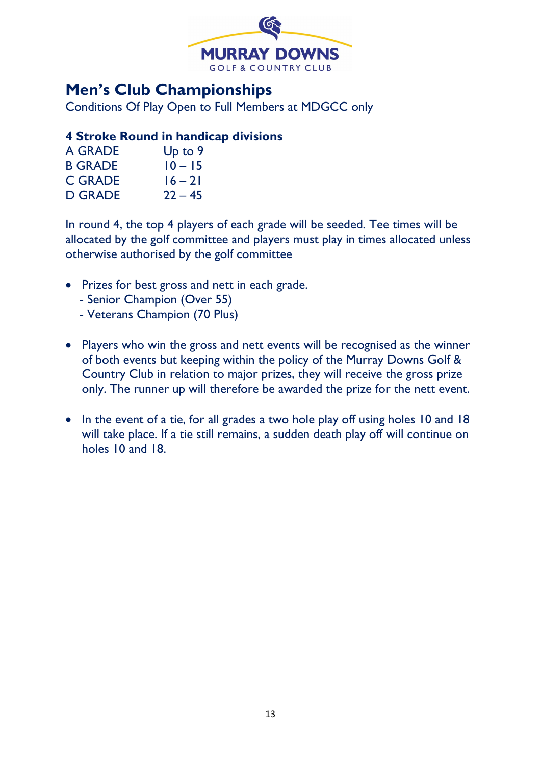MURRAY DOWNS
GOLF & COUNTRY CLUB

## Men's Club Championships

Conditions Of Play Open to Full Members at MDGCC only

### 4 Stroke Round in handicap divisions

| | |
|---|---|
| A GRADE | Up to 9 |
| B GRADE | 10 – 15 |
| C GRADE | 16 – 21 |
| D GRADE | 22 – 45 |

In round 4, the top 4 players of each grade will be seeded. Tee times will be allocated by the golf committee and players must play in times allocated unless otherwise authorised by the golf committee

- Prizes for best gross and nett in each grade.
  - Senior Champion (Over 55)
  - Veterans Champion (70 Plus)

- Players who win the gross and nett events will be recognised as the winner of both events but keeping within the policy of the Murray Downs Golf & Country Club in relation to major prizes, they will receive the gross prize only. The runner up will therefore be awarded the prize for the nett event.

- In the event of a tie, for all grades a two hole play off using holes 10 and 18 will take place. If a tie still remains, a sudden death play off will continue on holes 10 and 18.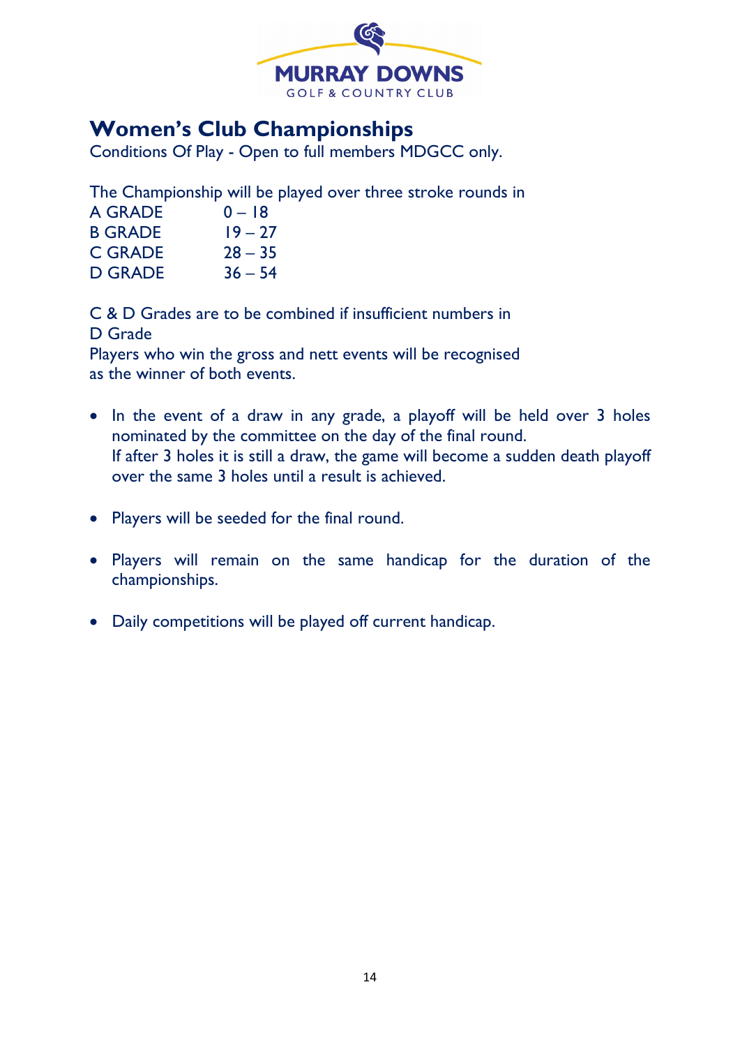MURRAY DOWNS
GOLF & COUNTRY CLUB

# Women's Club Championships

Conditions Of Play - Open to full members MDGCC only.

The Championship will be played over three stroke rounds in

| | |
|---|---|
| A GRADE | 0 – 18 |
| B GRADE | 19 – 27 |
| C GRADE | 28 – 35 |
| D GRADE | 36 – 54 |

C & D Grades are to be combined if insufficient numbers in D Grade

Players who win the gross and nett events will be recognised as the winner of both events.

- In the event of a draw in any grade, a playoff will be held over 3 holes nominated by the committee on the day of the final round.
  If after 3 holes it is still a draw, the game will become a sudden death playoff over the same 3 holes until a result is achieved.
- Players will be seeded for the final round.
- Players will remain on the same handicap for the duration of the championships.
- Daily competitions will be played off current handicap.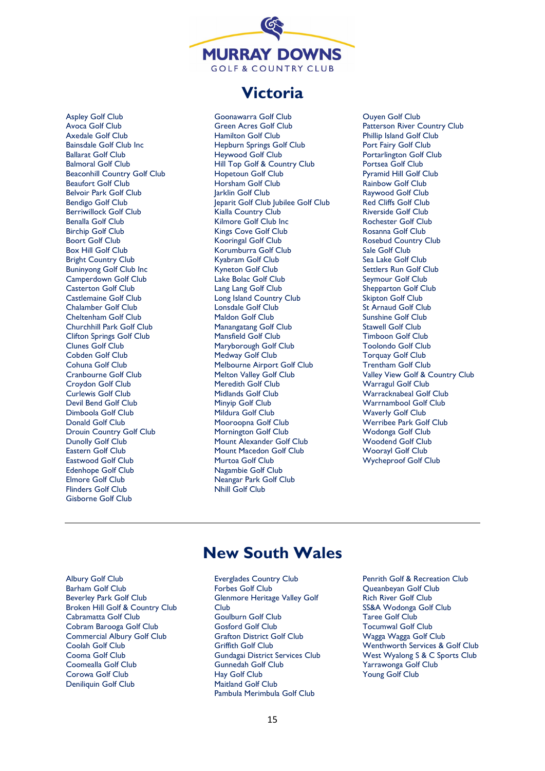# Victoria

- Aspley Golf Club
- Avoca Golf Club
- Axedale Golf Club
- Bainsdale Golf Club Inc
- Ballarat Golf Club
- Balmoral Golf Club
- Beaconhill Country Golf Club
- Beaufort Golf Club
- Belvoir Park Golf Club
- Bendigo Golf Club
- Berriwillock Golf Club
- Benalla Golf Club
- Birchip Golf Club
- Boort Golf Club
- Box Hill Golf Club
- Bright Country Club
- Buninyong Golf Club Inc
- Camperdown Golf Club
- Casterton Golf Club
- Castlemaine Golf Club
- Chalamber Golf Club
- Cheltenham Golf Club
- Churchhill Park Golf Club
- Clifton Springs Golf Club
- Clunes Golf Club
- Cobden Golf Club
- Cohuna Golf Club
- Cranbourne Golf Club
- Croydon Golf Club
- Curlewis Golf Club
- Devil Bend Golf Club
- Dimboola Golf Club
- Donald Golf Club
- Drouin Country Golf Club
- Dunolly Golf Club
- Eastern Golf Club
- Eastwood Golf Club
- Edenhope Golf Club
- Elmore Golf Club
- Flinders Golf Club
- Gisborne Golf Club
- Goonawarra Golf Club
- Green Acres Golf Club
- Hamilton Golf Club
- Hepburn Springs Golf Club
- Heywood Golf Club
- Hill Top Golf & Country Club
- Hopetoun Golf Club
- Horsham Golf Club
- Jarklin Golf Club
- Jeparit Golf Club Jubilee Golf Club
- Kialla Country Club
- Kilmore Golf Club Inc
- Kings Cove Golf Club
- Kooringal Golf Club
- Korumburra Golf Club
- Kyabram Golf Club
- Kyneton Golf Club
- Lake Bolac Golf Club
- Lang Lang Golf Club
- Long Island Country Club
- Lonsdale Golf Club
- Maldon Golf Club
- Manangatang Golf Club
- Mansfield Golf Club
- Maryborough Golf Club
- Medway Golf Club
- Melbourne Airport Golf Club
- Melton Valley Golf Club
- Meredith Golf Club
- Midlands Golf Club
- Minyip Golf Club
- Mildura Golf Club
- Mooroopna Golf Club
- Mornington Golf Club
- Mount Alexander Golf Club
- Mount Macedon Golf Club
- Murtoa Golf Club
- Nagambie Golf Club
- Neangar Park Golf Club
- Nhill Golf Club
- Ouyen Golf Club
- Patterson River Country Club
- Phillip Island Golf Club
- Port Fairy Golf Club
- Portarlington Golf Club
- Portsea Golf Club
- Pyramid Hill Golf Club
- Rainbow Golf Club
- Raywood Golf Club
- Red Cliffs Golf Club
- Riverside Golf Club
- Rochester Golf Club
- Rosanna Golf Club
- Rosebud Country Club
- Sale Golf Club
- Sea Lake Golf Club
- Settlers Run Golf Club
- Seymour Golf Club
- Shepparton Golf Club
- Skipton Golf Club
- St Arnaud Golf Club
- Sunshine Golf Club
- Stawell Golf Club
- Timboon Golf Club
- Toolondo Golf Club
- Torquay Golf Club
- Trentham Golf Club
- Valley View Golf & Country Club
- Warragul Golf Club
- Warracknabeal Golf Club
- Warrnambool Golf Club
- Waverly Golf Club
- Werribee Park Golf Club
- Wodonga Golf Club
- Woodend Golf Club
- Woorayl Golf Club
- Wycheproof Golf Club

# New South Wales

- Albury Golf Club
- Barham Golf Club
- Beverley Park Golf Club
- Broken Hill Golf & Country Club
- Cabramatta Golf Club
- Cobram Barooga Golf Club
- Commercial Albury Golf Club
- Coolah Golf Club
- Cooma Golf Club
- Coomealla Golf Club
- Corowa Golf Club
- Deniliquin Golf Club
- Everglades Country Club
- Forbes Golf Club
- Glenmore Heritage Valley Golf Club
- Goulburn Golf Club
- Gosford Golf Club
- Grafton District Golf Club
- Griffith Golf Club
- Gundagai District Services Club
- Gunnedah Golf Club
- Hay Golf Club
- Maitland Golf Club
- Pambula Merimbula Golf Club
- Penrith Golf & Recreation Club
- Queanbeyan Golf Club
- Rich River Golf Club
- SS&A Wodonga Golf Club
- Taree Golf Club
- Tocumwal Golf Club
- Wagga Wagga Golf Club
- Wenthworth Services & Golf Club
- West Wyalong S & C Sports Club
- Yarrawonga Golf Club
- Young Golf Club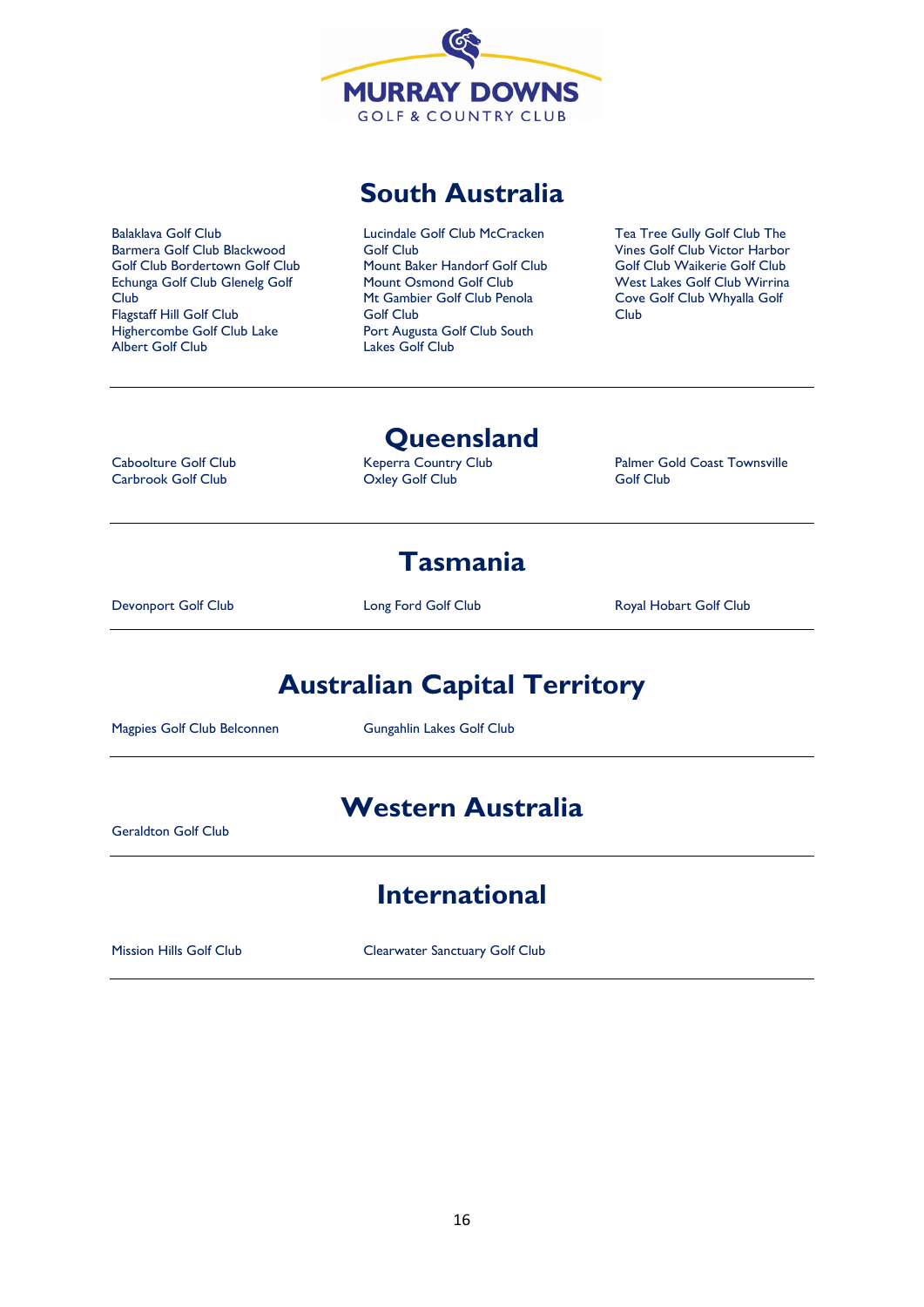MURRAY DOWNS
GOLF & COUNTRY CLUB

## South Australia

Balaklava Golf Club
Barmera Golf Club Blackwood Golf Club Bordertown Golf Club Echunga Golf Club Glenelg Golf Club
Flagstaff Hill Golf Club
Highercombe Golf Club Lake Albert Golf Club

Lucindale Golf Club McCracken Golf Club
Mount Baker Handorf Golf Club
Mount Osmond Golf Club
Mt Gambier Golf Club Penola Golf Club
Port Augusta Golf Club South Lakes Golf Club

Tea Tree Gully Golf Club The Vines Golf Club Victor Harbor Golf Club Waikerie Golf Club West Lakes Golf Club Wirrina Cove Golf Club Whyalla Golf Club

---

## Queensland

Caboolture Golf Club
Carbrook Golf Club

Keperra Country Club
Oxley Golf Club

Palmer Gold Coast Townsville Golf Club

---

## Tasmania

Devonport Golf Club

Long Ford Golf Club

Royal Hobart Golf Club

---

## Australian Capital Territory

Magpies Golf Club Belconnen

Gungahlin Lakes Golf Club

---

## Western Australia

Geraldton Golf Club

---

## International

Mission Hills Golf Club

Clearwater Sanctuary Golf Club

---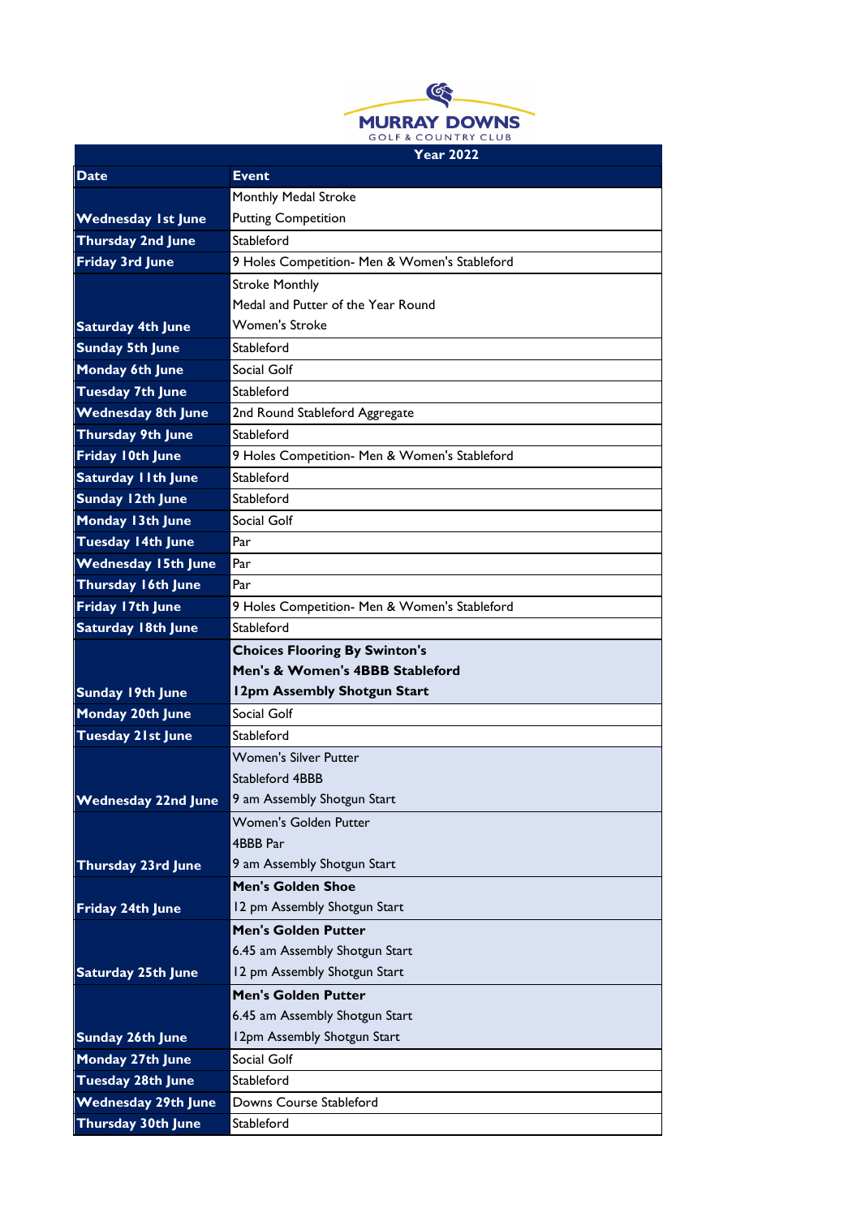MURRAY DOWNS
GOLF & COUNTRY CLUB

| Year 2022 | |
|---|---|
| **Date** | **Event** |
| **Wednesday 1st June** | Monthly Medal Stroke<br>Putting Competition |
| **Thursday 2nd June** | Stableford |
| **Friday 3rd June** | 9 Holes Competition- Men & Women's Stableford |
| **Saturday 4th June** | Stroke Monthly<br>Medal and Putter of the Year Round<br>Women's Stroke |
| **Sunday 5th June** | Stableford |
| **Monday 6th June** | Social Golf |
| **Tuesday 7th June** | Stableford |
| **Wednesday 8th June** | 2nd Round Stableford Aggregate |
| **Thursday 9th June** | Stableford |
| **Friday 10th June** | 9 Holes Competition- Men & Women's Stableford |
| **Saturday 11th June** | Stableford |
| **Sunday 12th June** | Stableford |
| **Monday 13th June** | Social Golf |
| **Tuesday 14th June** | Par |
| **Wednesday 15th June** | Par |
| **Thursday 16th June** | Par |
| **Friday 17th June** | 9 Holes Competition- Men & Women's Stableford |
| **Saturday 18th June** | Stableford |
| **Sunday 19th June** | **Choices Flooring By Swinton's**<br>**Men's & Women's 4BBB Stableford**<br>**12pm Assembly Shotgun Start** |
| **Monday 20th June** | Social Golf |
| **Tuesday 21st June** | Stableford |
| **Wednesday 22nd June** | Women's Silver Putter<br>Stableford 4BBB<br>9 am Assembly Shotgun Start |
| **Thursday 23rd June** | Women's Golden Putter<br>4BBB Par<br>9 am Assembly Shotgun Start |
| **Friday 24th June** | **Men's Golden Shoe**<br>12 pm Assembly Shotgun Start |
| **Saturday 25th June** | **Men's Golden Putter**<br>6.45 am Assembly Shotgun Start<br>12 pm Assembly Shotgun Start |
| **Sunday 26th June** | **Men's Golden Putter**<br>6.45 am Assembly Shotgun Start<br>12pm Assembly Shotgun Start |
| **Monday 27th June** | Social Golf |
| **Tuesday 28th June** | Stableford |
| **Wednesday 29th June** | Downs Course Stableford |
| **Thursday 30th June** | Stableford |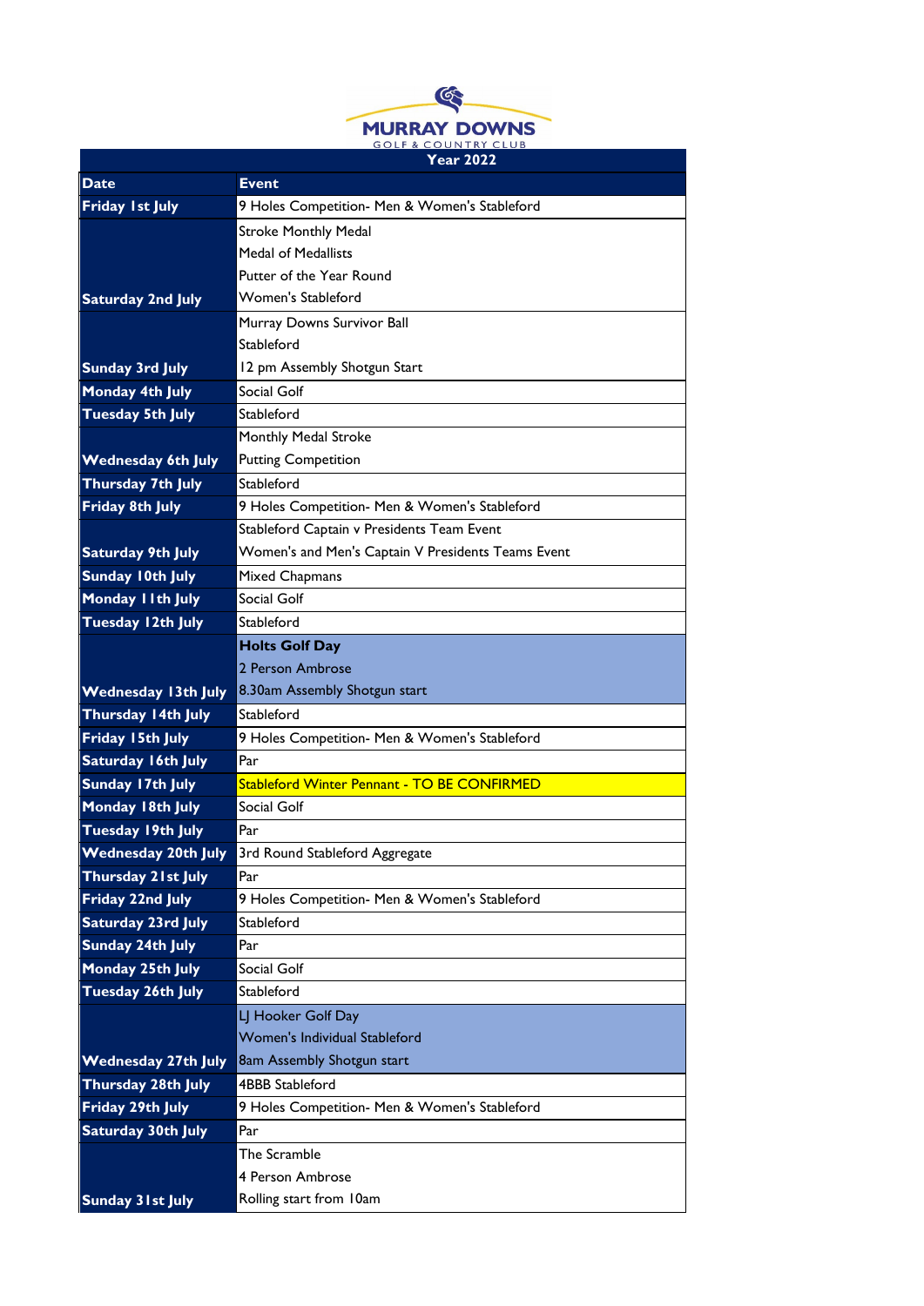# MURRAY DOWNS
GOLF & COUNTRY CLUB

**Year 2022**

| Date | Event |
|---|---|
| Friday 1st July | 9 Holes Competition- Men & Women's Stableford |
| Saturday 2nd July | Stroke Monthly Medal<br>Medal of Medallists<br>Putter of the Year Round<br>Women's Stableford |
| Sunday 3rd July | Murray Downs Survivor Ball<br>Stableford<br>12 pm Assembly Shotgun Start |
| Monday 4th July | Social Golf |
| Tuesday 5th July | Stableford |
| Wednesday 6th July | Monthly Medal Stroke<br>Putting Competition |
| Thursday 7th July | Stableford |
| Friday 8th July | 9 Holes Competition- Men & Women's Stableford |
| Saturday 9th July | Stableford Captain v Presidents Team Event<br>Women's and Men's Captain V Presidents Teams Event |
| Sunday 10th July | Mixed Chapmans |
| Monday 11th July | Social Golf |
| Tuesday 12th July | Stableford |
| Wednesday 13th July | **Holts Golf Day**<br>2 Person Ambrose<br>8.30am Assembly Shotgun start |
| Thursday 14th July | Stableford |
| Friday 15th July | 9 Holes Competition- Men & Women's Stableford |
| Saturday 16th July | Par |
| Sunday 17th July | Stableford Winter Pennant - TO BE CONFIRMED |
| Monday 18th July | Social Golf |
| Tuesday 19th July | Par |
| Wednesday 20th July | 3rd Round Stableford Aggregate |
| Thursday 21st July | Par |
| Friday 22nd July | 9 Holes Competition- Men & Women's Stableford |
| Saturday 23rd July | Stableford |
| Sunday 24th July | Par |
| Monday 25th July | Social Golf |
| Tuesday 26th July | Stableford |
| Wednesday 27th July | LJ Hooker Golf Day<br>Women's Individual Stableford<br>8am Assembly Shotgun start |
| Thursday 28th July | 4BBB Stableford |
| Friday 29th July | 9 Holes Competition- Men & Women's Stableford |
| Saturday 30th July | Par |
| Sunday 31st July | The Scramble<br>4 Person Ambrose<br>Rolling start from 10am |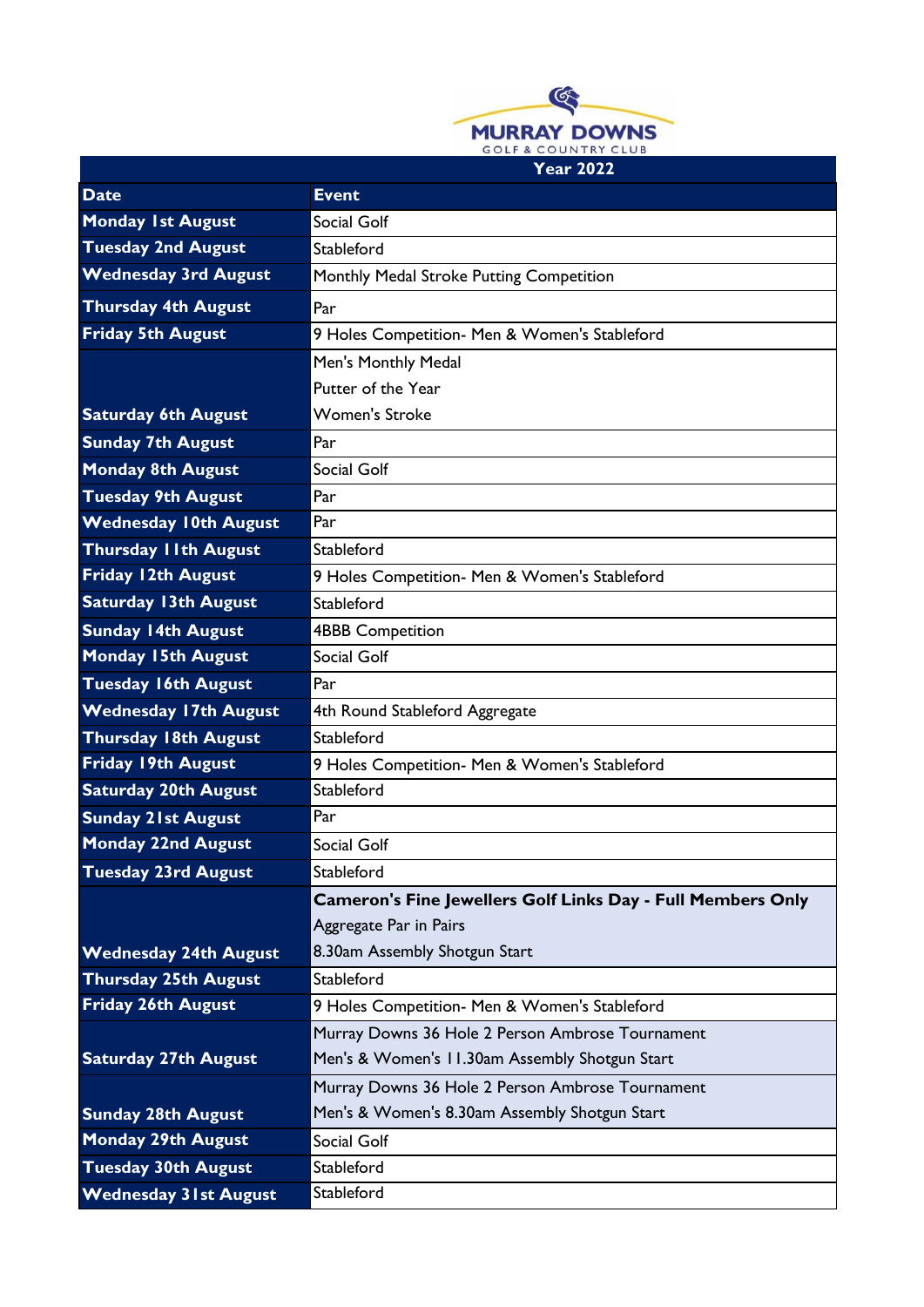**MURRAY DOWNS**
GOLF & COUNTRY CLUB

**Year 2022**

| Date | Event |
|---|---|
| Monday 1st August | Social Golf |
| Tuesday 2nd August | Stableford |
| Wednesday 3rd August | Monthly Medal Stroke Putting Competition |
| Thursday 4th August | Par |
| Friday 5th August | 9 Holes Competition- Men & Women's Stableford |
| Saturday 6th August | Men's Monthly Medal<br>Putter of the Year<br>Women's Stroke |
| Sunday 7th August | Par |
| Monday 8th August | Social Golf |
| Tuesday 9th August | Par |
| Wednesday 10th August | Par |
| Thursday 11th August | Stableford |
| Friday 12th August | 9 Holes Competition- Men & Women's Stableford |
| Saturday 13th August | Stableford |
| Sunday 14th August | 4BBB Competition |
| Monday 15th August | Social Golf |
| Tuesday 16th August | Par |
| Wednesday 17th August | 4th Round Stableford Aggregate |
| Thursday 18th August | Stableford |
| Friday 19th August | 9 Holes Competition- Men & Women's Stableford |
| Saturday 20th August | Stableford |
| Sunday 21st August | Par |
| Monday 22nd August | Social Golf |
| Tuesday 23rd August | Stableford |
| Wednesday 24th August | **Cameron's Fine Jewellers Golf Links Day - Full Members Only**<br>Aggregate Par in Pairs<br>8.30am Assembly Shotgun Start |
| Thursday 25th August | Stableford |
| Friday 26th August | 9 Holes Competition- Men & Women's Stableford |
| Saturday 27th August | Murray Downs 36 Hole 2 Person Ambrose Tournament<br>Men's & Women's 11.30am Assembly Shotgun Start |
| Sunday 28th August | Murray Downs 36 Hole 2 Person Ambrose Tournament<br>Men's & Women's 8.30am Assembly Shotgun Start |
| Monday 29th August | Social Golf |
| Tuesday 30th August | Stableford |
| Wednesday 31st August | Stableford |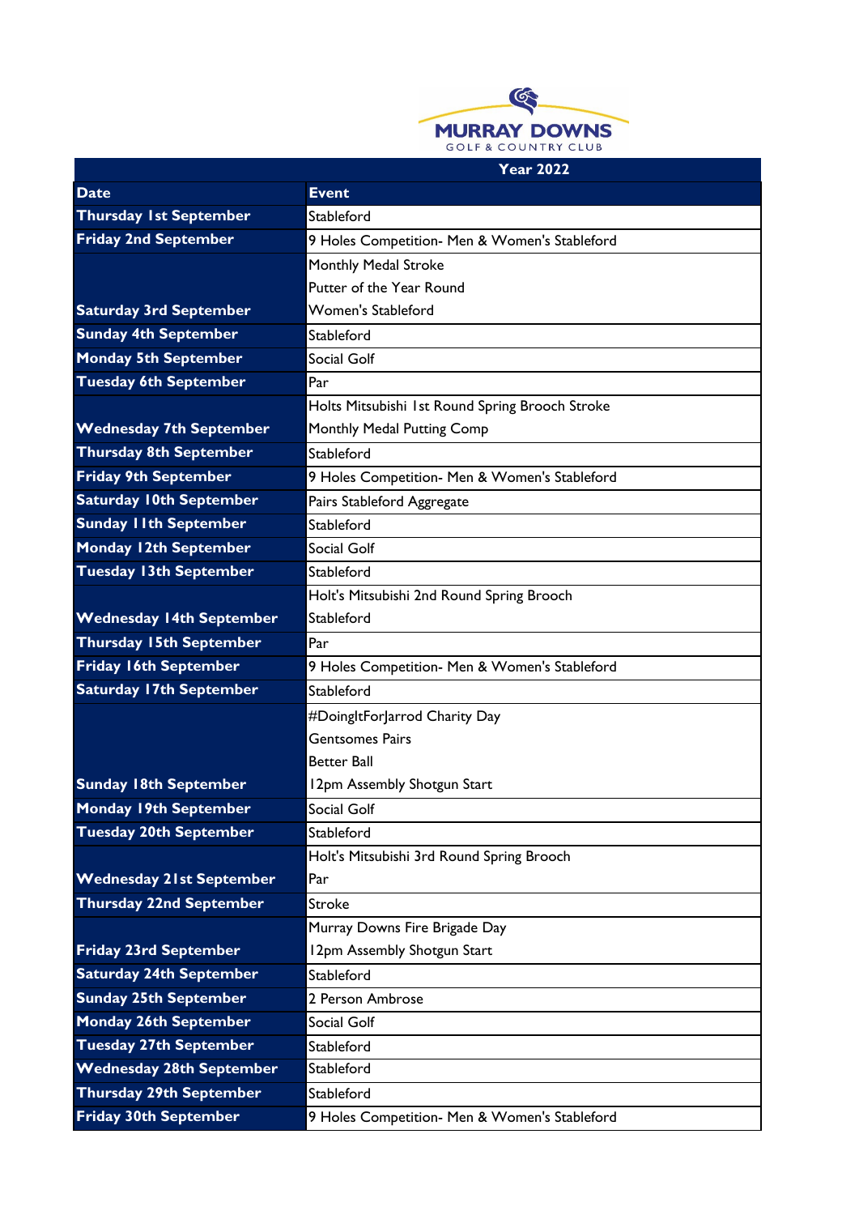MURRAY DOWNS
GOLF & COUNTRY CLUB

| Year 2022 | |
|---|---|
| **Date** | **Event** |
| **Thursday 1st September** | Stableford |
| **Friday 2nd September** | 9 Holes Competition- Men & Women's Stableford |
| **Saturday 3rd September** | Monthly Medal Stroke<br>Putter of the Year Round<br>Women's Stableford |
| **Sunday 4th September** | Stableford |
| **Monday 5th September** | Social Golf |
| **Tuesday 6th September** | Par |
| **Wednesday 7th September** | Holts Mitsubishi 1st Round Spring Brooch Stroke<br>Monthly Medal Putting Comp |
| **Thursday 8th September** | Stableford |
| **Friday 9th September** | 9 Holes Competition- Men & Women's Stableford |
| **Saturday 10th September** | Pairs Stableford Aggregate |
| **Sunday 11th September** | Stableford |
| **Monday 12th September** | Social Golf |
| **Tuesday 13th September** | Stableford |
| **Wednesday 14th September** | Holt's Mitsubishi 2nd Round Spring Brooch<br>Stableford |
| **Thursday 15th September** | Par |
| **Friday 16th September** | 9 Holes Competition- Men & Women's Stableford |
| **Saturday 17th September** | Stableford |
| **Sunday 18th September** | #DoingItForJarrod Charity Day<br>Gentsomes Pairs<br>Better Ball<br>12pm Assembly Shotgun Start |
| **Monday 19th September** | Social Golf |
| **Tuesday 20th September** | Stableford |
| **Wednesday 21st September** | Holt's Mitsubishi 3rd Round Spring Brooch<br>Par |
| **Thursday 22nd September** | Stroke |
| **Friday 23rd September** | Murray Downs Fire Brigade Day<br>12pm Assembly Shotgun Start |
| **Saturday 24th September** | Stableford |
| **Sunday 25th September** | 2 Person Ambrose |
| **Monday 26th September** | Social Golf |
| **Tuesday 27th September** | Stableford |
| **Wednesday 28th September** | Stableford |
| **Thursday 29th September** | Stableford |
| **Friday 30th September** | 9 Holes Competition- Men & Women's Stableford |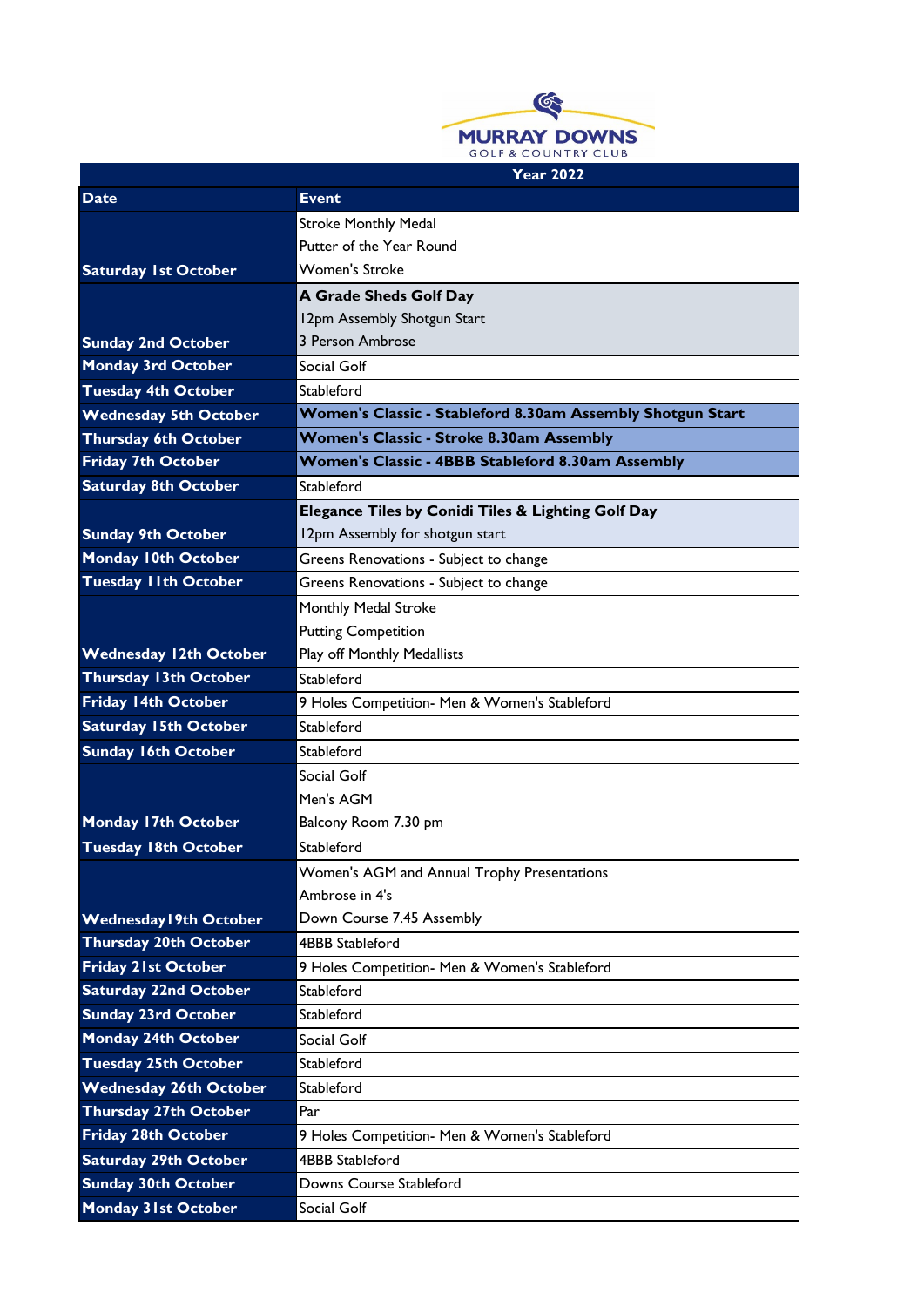MURRAY DOWNS
GOLF & COUNTRY CLUB

| Year 2022 | |
|---|---|
| **Date** | **Event** |
| **Saturday 1st October** | Stroke Monthly Medal<br>Putter of the Year Round<br>Women's Stroke |
| **Sunday 2nd October** | **A Grade Sheds Golf Day**<br>12pm Assembly Shotgun Start<br>3 Person Ambrose |
| **Monday 3rd October** | Social Golf |
| **Tuesday 4th October** | Stableford |
| **Wednesday 5th October** | **Women's Classic - Stableford 8.30am Assembly Shotgun Start** |
| **Thursday 6th October** | **Women's Classic - Stroke 8.30am Assembly** |
| **Friday 7th October** | **Women's Classic - 4BBB Stableford 8.30am Assembly** |
| **Saturday 8th October** | Stableford |
| **Sunday 9th October** | **Elegance Tiles by Conidi Tiles & Lighting Golf Day**<br>12pm Assembly for shotgun start |
| **Monday 10th October** | Greens Renovations - Subject to change |
| **Tuesday 11th October** | Greens Renovations - Subject to change |
| **Wednesday 12th October** | Monthly Medal Stroke<br>Putting Competition<br>Play off Monthly Medallists |
| **Thursday 13th October** | Stableford |
| **Friday 14th October** | 9 Holes Competition- Men & Women's Stableford |
| **Saturday 15th October** | Stableford |
| **Sunday 16th October** | Stableford |
| **Monday 17th October** | Social Golf<br>Men's AGM<br>Balcony Room 7.30 pm |
| **Tuesday 18th October** | Stableford |
| **Wednesday19th October** | Women's AGM and Annual Trophy Presentations<br>Ambrose in 4's<br>Down Course 7.45 Assembly |
| **Thursday 20th October** | 4BBB Stableford |
| **Friday 21st October** | 9 Holes Competition- Men & Women's Stableford |
| **Saturday 22nd October** | Stableford |
| **Sunday 23rd October** | Stableford |
| **Monday 24th October** | Social Golf |
| **Tuesday 25th October** | Stableford |
| **Wednesday 26th October** | Stableford |
| **Thursday 27th October** | Par |
| **Friday 28th October** | 9 Holes Competition- Men & Women's Stableford |
| **Saturday 29th October** | 4BBB Stableford |
| **Sunday 30th October** | Downs Course Stableford |
| **Monday 31st October** | Social Golf |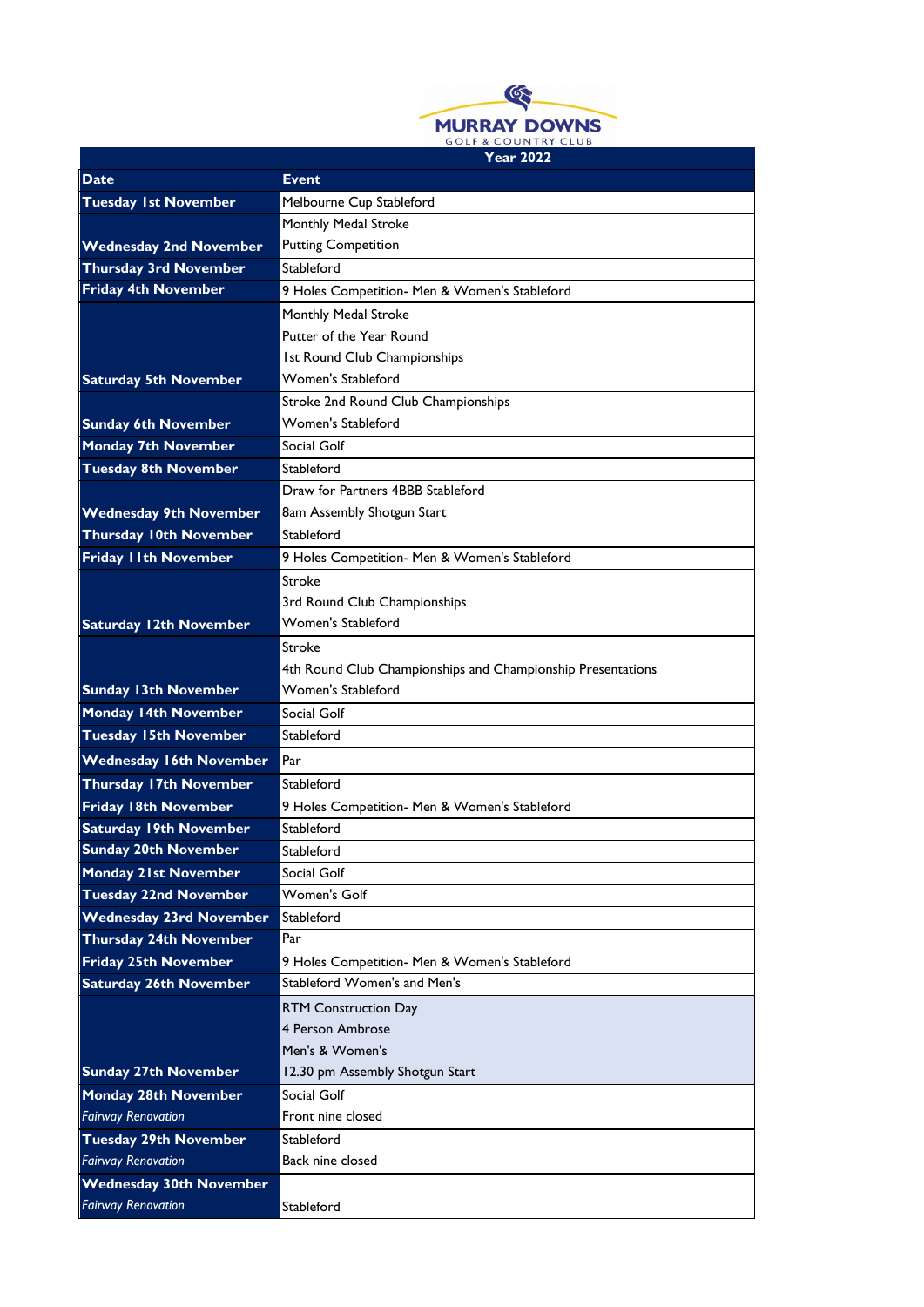# MURRAY DOWNS GOLF & COUNTRY CLUB

## Year 2022

| Date | Event |
|---|---|
| **Tuesday 1st November** | Melbourne Cup Stableford |
| **Wednesday 2nd November** | Monthly Medal Stroke<br>Putting Competition |
| **Thursday 3rd November** | Stableford |
| **Friday 4th November** | 9 Holes Competition- Men & Women's Stableford |
| **Saturday 5th November** | Monthly Medal Stroke<br>Putter of the Year Round<br>1st Round Club Championships<br>Women's Stableford |
| **Sunday 6th November** | Stroke 2nd Round Club Championships<br>Women's Stableford |
| **Monday 7th November** | Social Golf |
| **Tuesday 8th November** | Stableford |
| **Wednesday 9th November** | Draw for Partners 4BBB Stableford<br>8am Assembly Shotgun Start |
| **Thursday 10th November** | Stableford |
| **Friday 11th November** | 9 Holes Competition- Men & Women's Stableford |
| **Saturday 12th November** | Stroke<br>3rd Round Club Championships<br>Women's Stableford |
| **Sunday 13th November** | Stroke<br>4th Round Club Championships and Championship Presentations<br>Women's Stableford |
| **Monday 14th November** | Social Golf |
| **Tuesday 15th November** | Stableford |
| **Wednesday 16th November** | Par |
| **Thursday 17th November** | Stableford |
| **Friday 18th November** | 9 Holes Competition- Men & Women's Stableford |
| **Saturday 19th November** | Stableford |
| **Sunday 20th November** | Stableford |
| **Monday 21st November** | Social Golf |
| **Tuesday 22nd November** | Women's Golf |
| **Wednesday 23rd November** | Stableford |
| **Thursday 24th November** | Par |
| **Friday 25th November** | 9 Holes Competition- Men & Women's Stableford |
| **Saturday 26th November** | Stableford Women's and Men's |
| **Sunday 27th November** | RTM Construction Day<br>4 Person Ambrose<br>Men's & Women's<br>12.30 pm Assembly Shotgun Start |
| **Monday 28th November**<br>*Fairway Renovation* | Social Golf<br>Front nine closed |
| **Tuesday 29th November**<br>*Fairway Renovation* | Stableford<br>Back nine closed |
| **Wednesday 30th November**<br>*Fairway Renovation* | Stableford |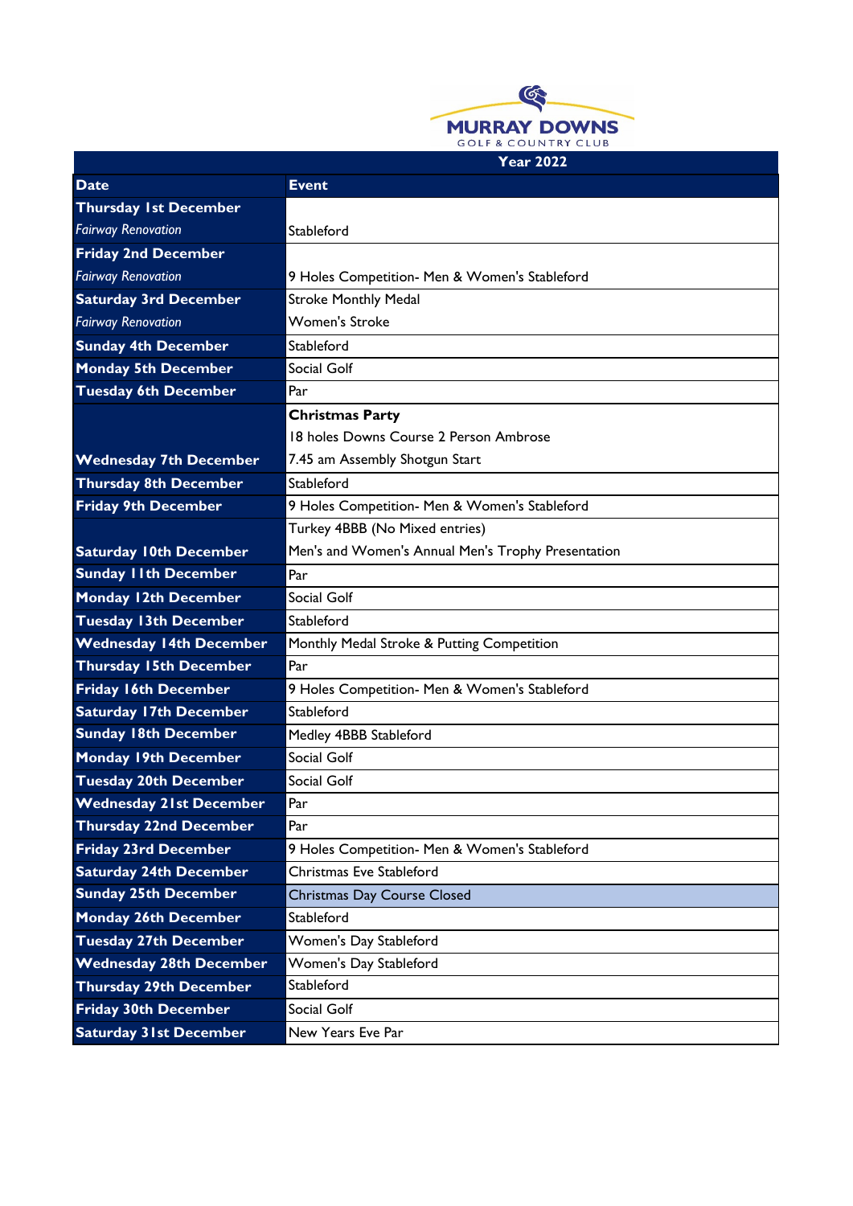**MURRAY DOWNS**
GOLF & COUNTRY CLUB

**Year 2022**

| Date | Event |
|---|---|
| **Thursday 1st December** *Fairway Renovation* | Stableford |
| **Friday 2nd December** *Fairway Renovation* | 9 Holes Competition- Men & Women's Stableford |
| **Saturday 3rd December** *Fairway Renovation* | Stroke Monthly Medal Women's Stroke |
| **Sunday 4th December** | Stableford |
| **Monday 5th December** | Social Golf |
| **Tuesday 6th December** | Par |
| **Wednesday 7th December** | **Christmas Party** 18 holes Downs Course 2 Person Ambrose 7.45 am Assembly Shotgun Start |
| **Thursday 8th December** | Stableford |
| **Friday 9th December** | 9 Holes Competition- Men & Women's Stableford |
| **Saturday 10th December** | Turkey 4BBB (No Mixed entries) Men's and Women's Annual Men's Trophy Presentation |
| **Sunday 11th December** | Par |
| **Monday 12th December** | Social Golf |
| **Tuesday 13th December** | Stableford |
| **Wednesday 14th December** | Monthly Medal Stroke & Putting Competition |
| **Thursday 15th December** | Par |
| **Friday 16th December** | 9 Holes Competition- Men & Women's Stableford |
| **Saturday 17th December** | Stableford |
| **Sunday 18th December** | Medley 4BBB Stableford |
| **Monday 19th December** | Social Golf |
| **Tuesday 20th December** | Social Golf |
| **Wednesday 21st December** | Par |
| **Thursday 22nd December** | Par |
| **Friday 23rd December** | 9 Holes Competition- Men & Women's Stableford |
| **Saturday 24th December** | Christmas Eve Stableford |
| **Sunday 25th December** | Christmas Day Course Closed |
| **Monday 26th December** | Stableford |
| **Tuesday 27th December** | Women's Day Stableford |
| **Wednesday 28th December** | Women's Day Stableford |
| **Thursday 29th December** | Stableford |
| **Friday 30th December** | Social Golf |
| **Saturday 31st December** | New Years Eve Par |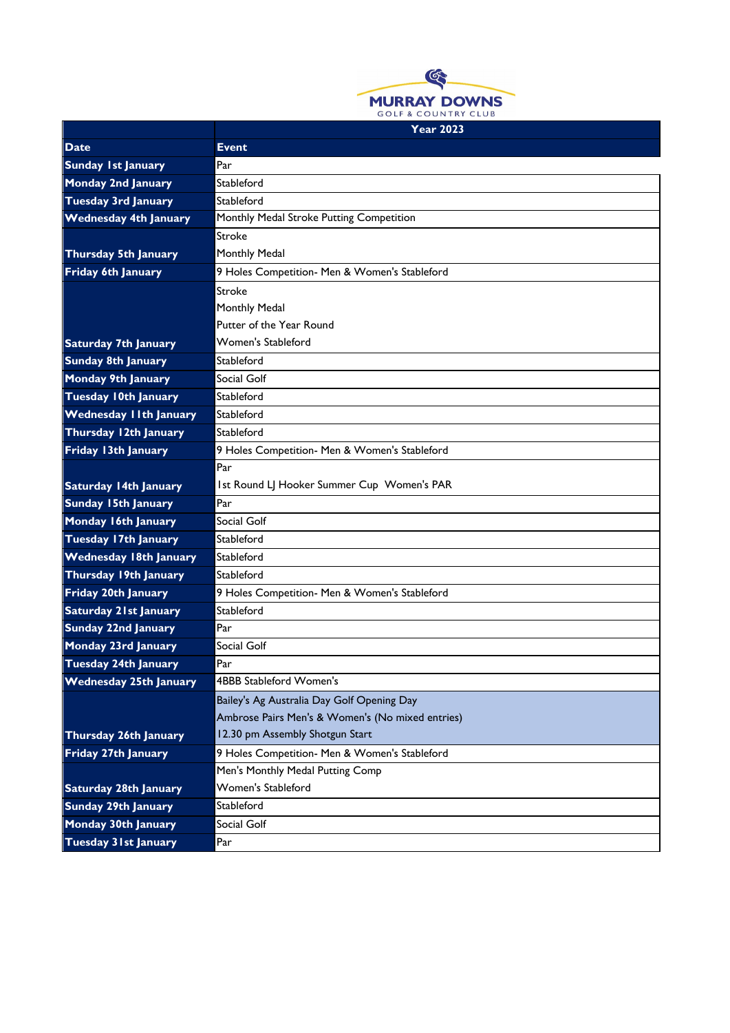MURRAY DOWNS GOLF & COUNTRY CLUB

| | Year 2023 |
|---|---|
| **Date** | **Event** |
| **Sunday 1st January** | Par |
| **Monday 2nd January** | Stableford |
| **Tuesday 3rd January** | Stableford |
| **Wednesday 4th January** | Monthly Medal Stroke Putting Competition |
| **Thursday 5th January** | Stroke<br>Monthly Medal |
| **Friday 6th January** | 9 Holes Competition- Men & Women's Stableford |
| **Saturday 7th January** | Stroke<br>Monthly Medal<br>Putter of the Year Round<br>Women's Stableford |
| **Sunday 8th January** | Stableford |
| **Monday 9th January** | Social Golf |
| **Tuesday 10th January** | Stableford |
| **Wednesday 11th January** | Stableford |
| **Thursday 12th January** | Stableford |
| **Friday 13th January** | 9 Holes Competition- Men & Women's Stableford |
| **Saturday 14th January** | Par<br>1st Round LJ Hooker Summer Cup Women's PAR |
| **Sunday 15th January** | Par |
| **Monday 16th January** | Social Golf |
| **Tuesday 17th January** | Stableford |
| **Wednesday 18th January** | Stableford |
| **Thursday 19th January** | Stableford |
| **Friday 20th January** | 9 Holes Competition- Men & Women's Stableford |
| **Saturday 21st January** | Stableford |
| **Sunday 22nd January** | Par |
| **Monday 23rd January** | Social Golf |
| **Tuesday 24th January** | Par |
| **Wednesday 25th January** | 4BBB Stableford Women's |
| **Thursday 26th January** | Bailey's Ag Australia Day Golf Opening Day<br>Ambrose Pairs Men's & Women's (No mixed entries)<br>12.30 pm Assembly Shotgun Start |
| **Friday 27th January** | 9 Holes Competition- Men & Women's Stableford |
| **Saturday 28th January** | Men's Monthly Medal Putting Comp<br>Women's Stableford |
| **Sunday 29th January** | Stableford |
| **Monday 30th January** | Social Golf |
| **Tuesday 31st January** | Par |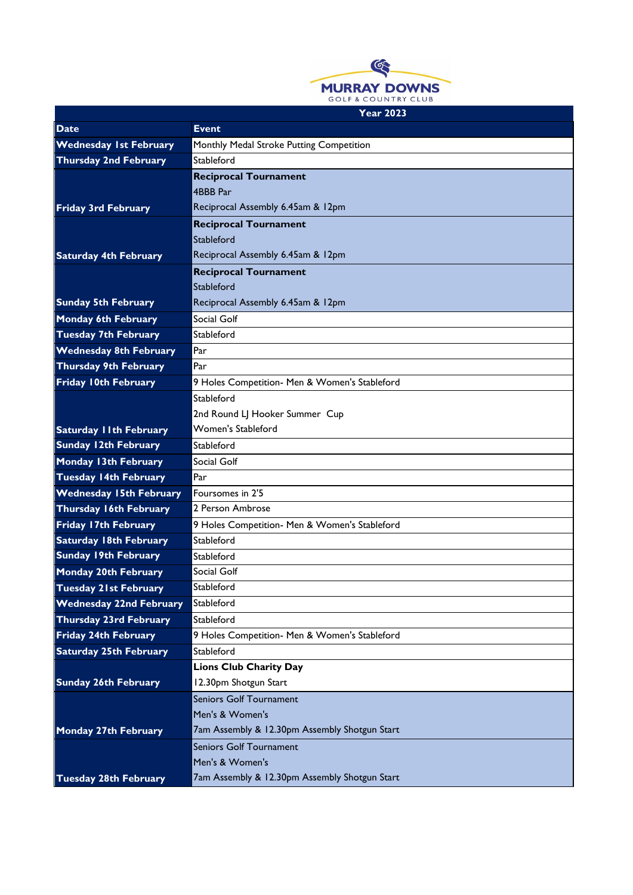**MURRAY DOWNS**
GOLF & COUNTRY CLUB

| Year 2023 | |
|---|---|
| **Date** | **Event** |
| **Wednesday 1st February** | Monthly Medal Stroke Putting Competition |
| **Thursday 2nd February** | Stableford |
| **Friday 3rd February** | **Reciprocal Tournament**<br>4BBB Par<br>Reciprocal Assembly 6.45am & 12pm |
| **Saturday 4th February** | **Reciprocal Tournament**<br>Stableford<br>Reciprocal Assembly 6.45am & 12pm |
| **Sunday 5th February** | **Reciprocal Tournament**<br>Stableford<br>Reciprocal Assembly 6.45am & 12pm |
| **Monday 6th February** | Social Golf |
| **Tuesday 7th February** | Stableford |
| **Wednesday 8th February** | Par |
| **Thursday 9th February** | Par |
| **Friday 10th February** | 9 Holes Competition- Men & Women's Stableford |
| **Saturday 11th February** | Stableford<br>2nd Round LJ Hooker Summer Cup<br>Women's Stableford |
| **Sunday 12th February** | Stableford |
| **Monday 13th February** | Social Golf |
| **Tuesday 14th February** | Par |
| **Wednesday 15th February** | Foursomes in 2'5 |
| **Thursday 16th February** | 2 Person Ambrose |
| **Friday 17th February** | 9 Holes Competition- Men & Women's Stableford |
| **Saturday 18th February** | Stableford |
| **Sunday 19th February** | Stableford |
| **Monday 20th February** | Social Golf |
| **Tuesday 21st February** | Stableford |
| **Wednesday 22nd February** | Stableford |
| **Thursday 23rd February** | Stableford |
| **Friday 24th February** | 9 Holes Competition- Men & Women's Stableford |
| **Saturday 25th February** | Stableford |
| **Sunday 26th February** | **Lions Club Charity Day**<br>12.30pm Shotgun Start |
| **Monday 27th February** | Seniors Golf Tournament<br>Men's & Women's<br>7am Assembly & 12.30pm Assembly Shotgun Start |
| **Tuesday 28th February** | Seniors Golf Tournament<br>Men's & Women's<br>7am Assembly & 12.30pm Assembly Shotgun Start |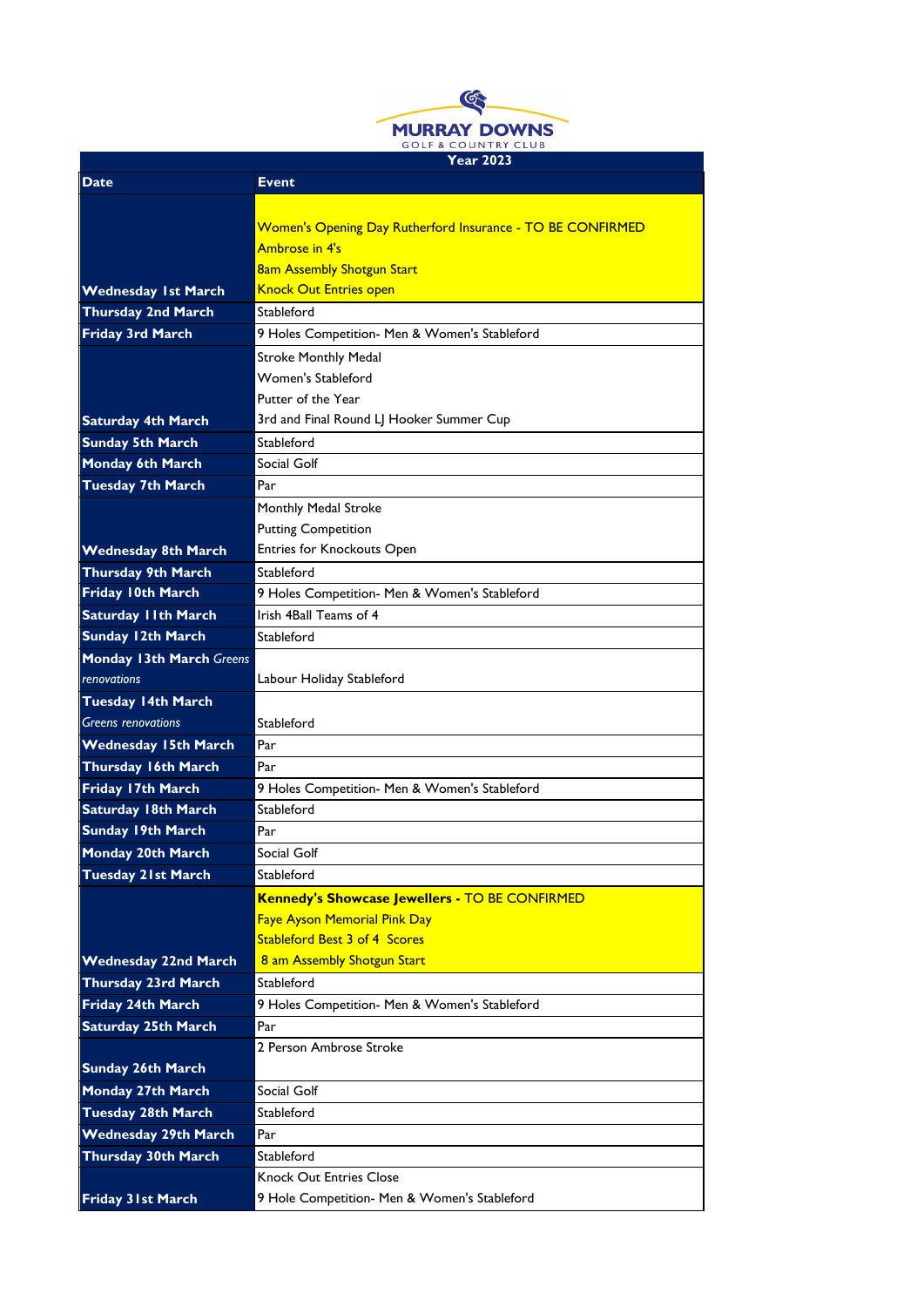MURRAY DOWNS
GOLF & COUNTRY CLUB

| Year 2023 | |
|---|---|
| **Date** | **Event** |
| **Wednesday 1st March** | Women's Opening Day Rutherford Insurance - TO BE CONFIRMED<br>Ambrose in 4's<br>8am Assembly Shotgun Start<br>Knock Out Entries open |
| **Thursday 2nd March** | Stableford |
| **Friday 3rd March** | 9 Holes Competition- Men & Women's Stableford |
| **Saturday 4th March** | Stroke Monthly Medal<br>Women's Stableford<br>Putter of the Year<br>3rd and Final Round LJ Hooker Summer Cup |
| **Sunday 5th March** | Stableford |
| **Monday 6th March** | Social Golf |
| **Tuesday 7th March** | Par |
| **Wednesday 8th March** | Monthly Medal Stroke<br>Putting Competition<br>Entries for Knockouts Open |
| **Thursday 9th March** | Stableford |
| **Friday 10th March** | 9 Holes Competition- Men & Women's Stableford |
| **Saturday 11th March** | Irish 4Ball Teams of 4 |
| **Sunday 12th March** | Stableford |
| **Monday 13th March** *Greens renovations* | Labour Holiday Stableford |
| **Tuesday 14th March** *Greens renovations* | Stableford |
| **Wednesday 15th March** | Par |
| **Thursday 16th March** | Par |
| **Friday 17th March** | 9 Holes Competition- Men & Women's Stableford |
| **Saturday 18th March** | Stableford |
| **Sunday 19th March** | Par |
| **Monday 20th March** | Social Golf |
| **Tuesday 21st March** | Stableford |
| **Wednesday 22nd March** | **Kennedy's Showcase Jewellers -** TO BE CONFIRMED<br>Faye Ayson Memorial Pink Day<br>Stableford Best 3 of 4 Scores<br>8 am Assembly Shotgun Start |
| **Thursday 23rd March** | Stableford |
| **Friday 24th March** | 9 Holes Competition- Men & Women's Stableford |
| **Saturday 25th March** | Par |
| **Sunday 26th March** | 2 Person Ambrose Stroke |
| **Monday 27th March** | Social Golf |
| **Tuesday 28th March** | Stableford |
| **Wednesday 29th March** | Par |
| **Thursday 30th March** | Stableford |
| **Friday 31st March** | Knock Out Entries Close<br>9 Hole Competition- Men & Women's Stableford |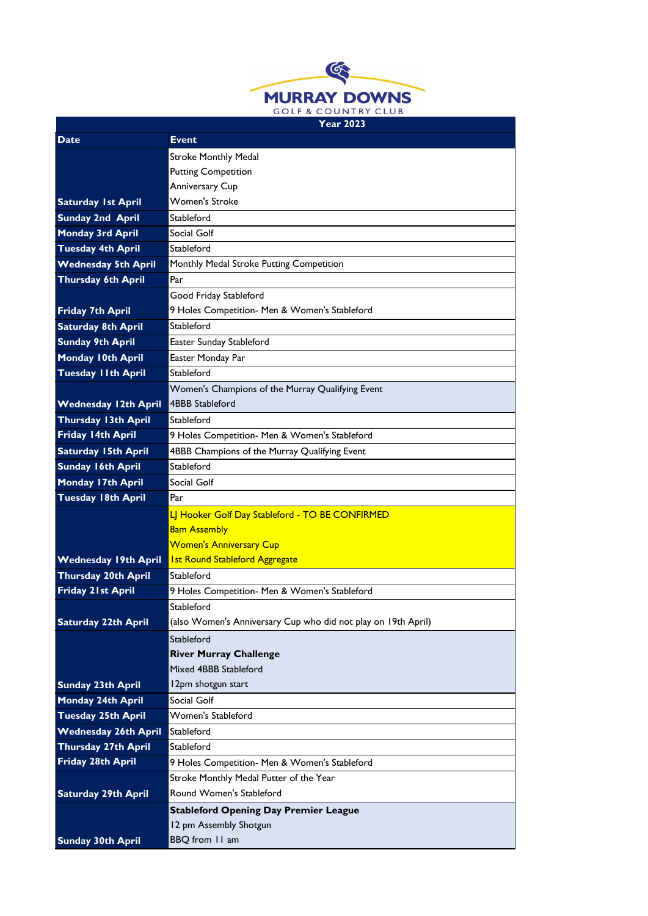MURRAY DOWNS

GOLF & COUNTRY CLUB

| Year 2023 | |
|---|---|
| **Date** | **Event** |
| Saturday 1st April | Stroke Monthly Medal<br>Putting Competition<br>Anniversary Cup<br>Women's Stroke |
| Sunday 2nd April | Stableford |
| Monday 3rd April | Social Golf |
| Tuesday 4th April | Stableford |
| Wednesday 5th April | Monthly Medal Stroke Putting Competition |
| Thursday 6th April | Par |
| Friday 7th April | Good Friday Stableford<br>9 Holes Competition- Men & Women's Stableford |
| Saturday 8th April | Stableford |
| Sunday 9th April | Easter Sunday Stableford |
| Monday 10th April | Easter Monday Par |
| Tuesday 11th April | Stableford |
| Wednesday 12th April | Women's Champions of the Murray Qualifying Event<br>4BBB Stableford |
| Thursday 13th April | Stableford |
| Friday 14th April | 9 Holes Competition- Men & Women's Stableford |
| Saturday 15th April | 4BBB Champions of the Murray Qualifying Event |
| Sunday 16th April | Stableford |
| Monday 17th April | Social Golf |
| Tuesday 18th April | Par |
| Wednesday 19th April | LJ Hooker Golf Day Stableford - TO BE CONFIRMED<br>8am Assembly<br>Women's Anniversary Cup<br>1st Round Stableford Aggregate |
| Thursday 20th April | Stableford |
| Friday 21st April | 9 Holes Competition- Men & Women's Stableford |
| Saturday 22th April | Stableford<br>(also Women's Anniversary Cup who did not play on 19th April) |
| Sunday 23th April | Stableford<br>**River Murray Challenge**<br>Mixed 4BBB Stableford<br>12pm shotgun start |
| Monday 24th April | Social Golf |
| Tuesday 25th April | Women's Stableford |
| Wednesday 26th April | Stableford |
| Thursday 27th April | Stableford |
| Friday 28th April | 9 Holes Competition- Men & Women's Stableford |
| Saturday 29th April | Stroke Monthly Medal Putter of the Year<br>Round Women's Stableford |
| Sunday 30th April | **Stableford Opening Day Premier League**<br>12 pm Assembly Shotgun<br>BBQ from 11 am |